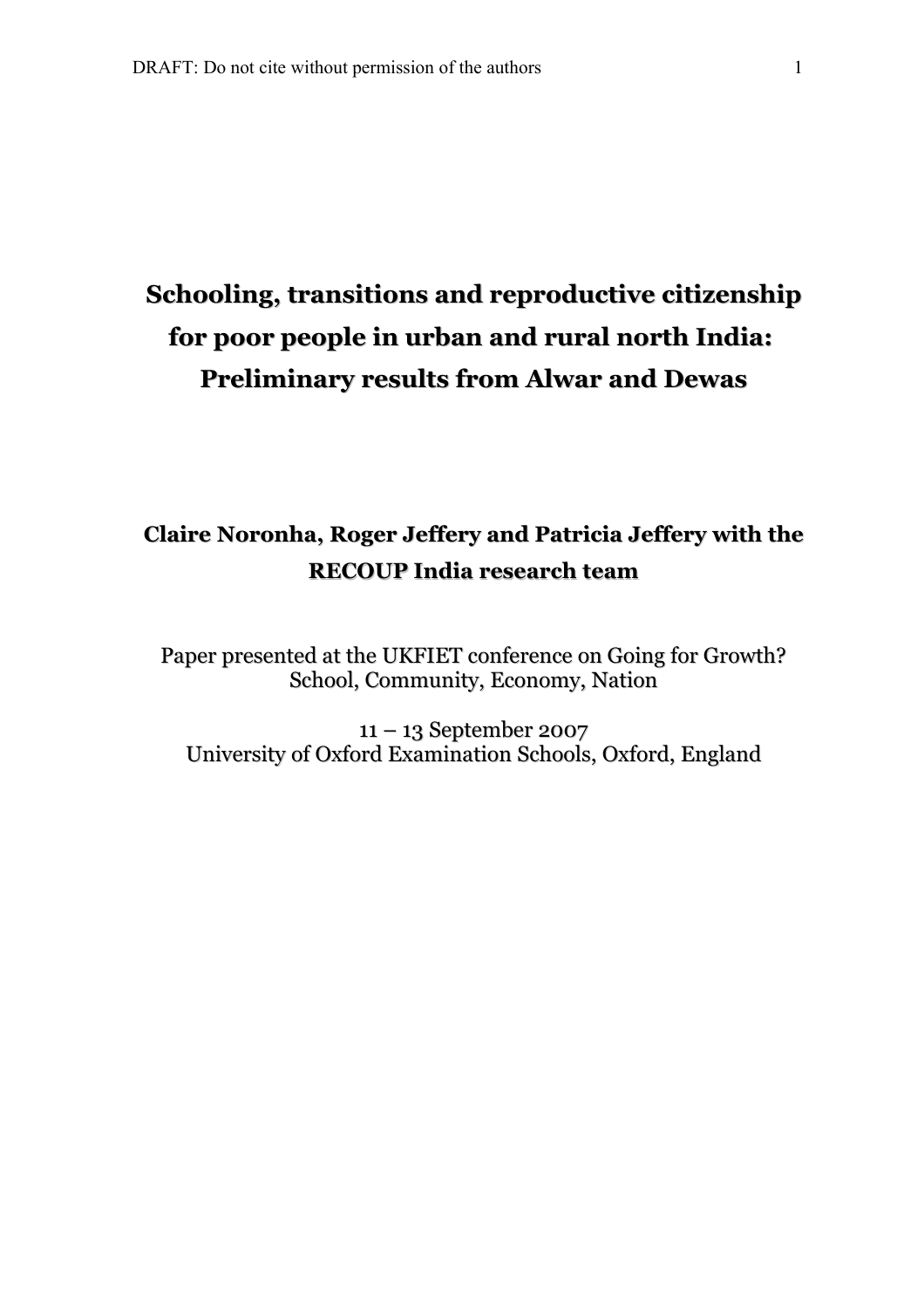# Schooling, transitions and reproductive citizenship for poor people in urban and rural north India: Preliminary results from Alwar and Dewas

**Claire Noronha, Roger Jeffery and Patricia Jeffery with the RECOUP India research team**

Paper presented at the UKFIET conference on Going for Growth? School, Community, Economy, Nation

11 – 13 September 2007
University of Oxford Examination Schools, Oxford, England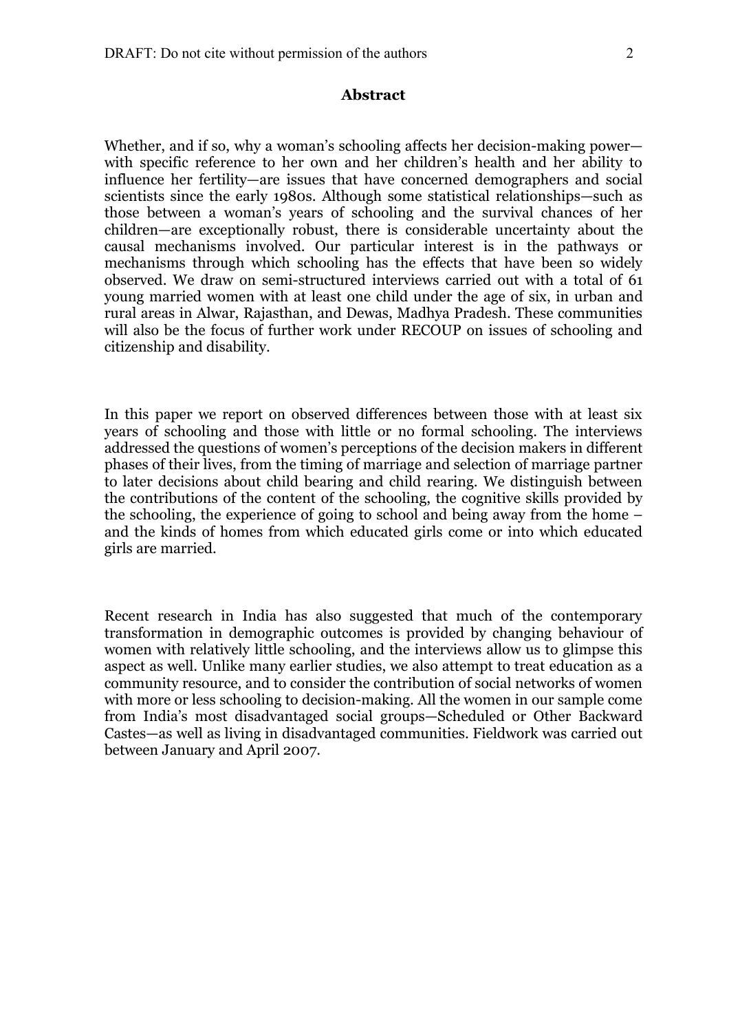## Abstract

Whether, and if so, why a woman's schooling affects her decision-making power—with specific reference to her own and her children's health and her ability to influence her fertility—are issues that have concerned demographers and social scientists since the early 1980s. Although some statistical relationships—such as those between a woman's years of schooling and the survival chances of her children—are exceptionally robust, there is considerable uncertainty about the causal mechanisms involved. Our particular interest is in the pathways or mechanisms through which schooling has the effects that have been so widely observed. We draw on semi-structured interviews carried out with a total of 61 young married women with at least one child under the age of six, in urban and rural areas in Alwar, Rajasthan, and Dewas, Madhya Pradesh. These communities will also be the focus of further work under RECOUP on issues of schooling and citizenship and disability.

In this paper we report on observed differences between those with at least six years of schooling and those with little or no formal schooling. The interviews addressed the questions of women's perceptions of the decision makers in different phases of their lives, from the timing of marriage and selection of marriage partner to later decisions about child bearing and child rearing. We distinguish between the contributions of the content of the schooling, the cognitive skills provided by the schooling, the experience of going to school and being away from the home – and the kinds of homes from which educated girls come or into which educated girls are married.

Recent research in India has also suggested that much of the contemporary transformation in demographic outcomes is provided by changing behaviour of women with relatively little schooling, and the interviews allow us to glimpse this aspect as well. Unlike many earlier studies, we also attempt to treat education as a community resource, and to consider the contribution of social networks of women with more or less schooling to decision-making. All the women in our sample come from India's most disadvantaged social groups—Scheduled or Other Backward Castes—as well as living in disadvantaged communities. Fieldwork was carried out between January and April 2007.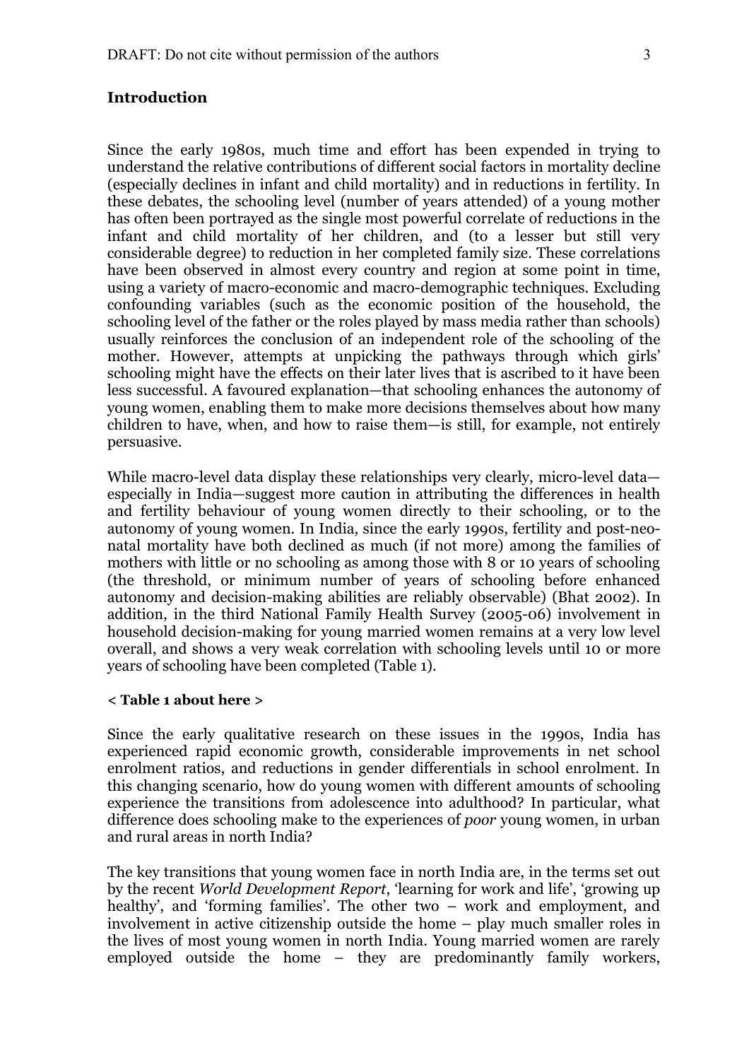## Introduction

Since the early 1980s, much time and effort has been expended in trying to understand the relative contributions of different social factors in mortality decline (especially declines in infant and child mortality) and in reductions in fertility. In these debates, the schooling level (number of years attended) of a young mother has often been portrayed as the single most powerful correlate of reductions in the infant and child mortality of her children, and (to a lesser but still very considerable degree) to reduction in her completed family size. These correlations have been observed in almost every country and region at some point in time, using a variety of macro-economic and macro-demographic techniques. Excluding confounding variables (such as the economic position of the household, the schooling level of the father or the roles played by mass media rather than schools) usually reinforces the conclusion of an independent role of the schooling of the mother. However, attempts at unpicking the pathways through which girls' schooling might have the effects on their later lives that is ascribed to it have been less successful. A favoured explanation—that schooling enhances the autonomy of young women, enabling them to make more decisions themselves about how many children to have, when, and how to raise them—is still, for example, not entirely persuasive.

While macro-level data display these relationships very clearly, micro-level data—especially in India—suggest more caution in attributing the differences in health and fertility behaviour of young women directly to their schooling, or to the autonomy of young women. In India, since the early 1990s, fertility and post-neo-natal mortality have both declined as much (if not more) among the families of mothers with little or no schooling as among those with 8 or 10 years of schooling (the threshold, or minimum number of years of schooling before enhanced autonomy and decision-making abilities are reliably observable) (Bhat 2002). In addition, in the third National Family Health Survey (2005-06) involvement in household decision-making for young married women remains at a very low level overall, and shows a very weak correlation with schooling levels until 10 or more years of schooling have been completed (Table 1).

**< Table 1 about here >**

Since the early qualitative research on these issues in the 1990s, India has experienced rapid economic growth, considerable improvements in net school enrolment ratios, and reductions in gender differentials in school enrolment. In this changing scenario, how do young women with different amounts of schooling experience the transitions from adolescence into adulthood? In particular, what difference does schooling make to the experiences of *poor* young women, in urban and rural areas in north India?

The key transitions that young women face in north India are, in the terms set out by the recent *World Development Report*, 'learning for work and life', 'growing up healthy', and 'forming families'. The other two – work and employment, and involvement in active citizenship outside the home – play much smaller roles in the lives of most young women in north India. Young married women are rarely employed outside the home – they are predominantly family workers,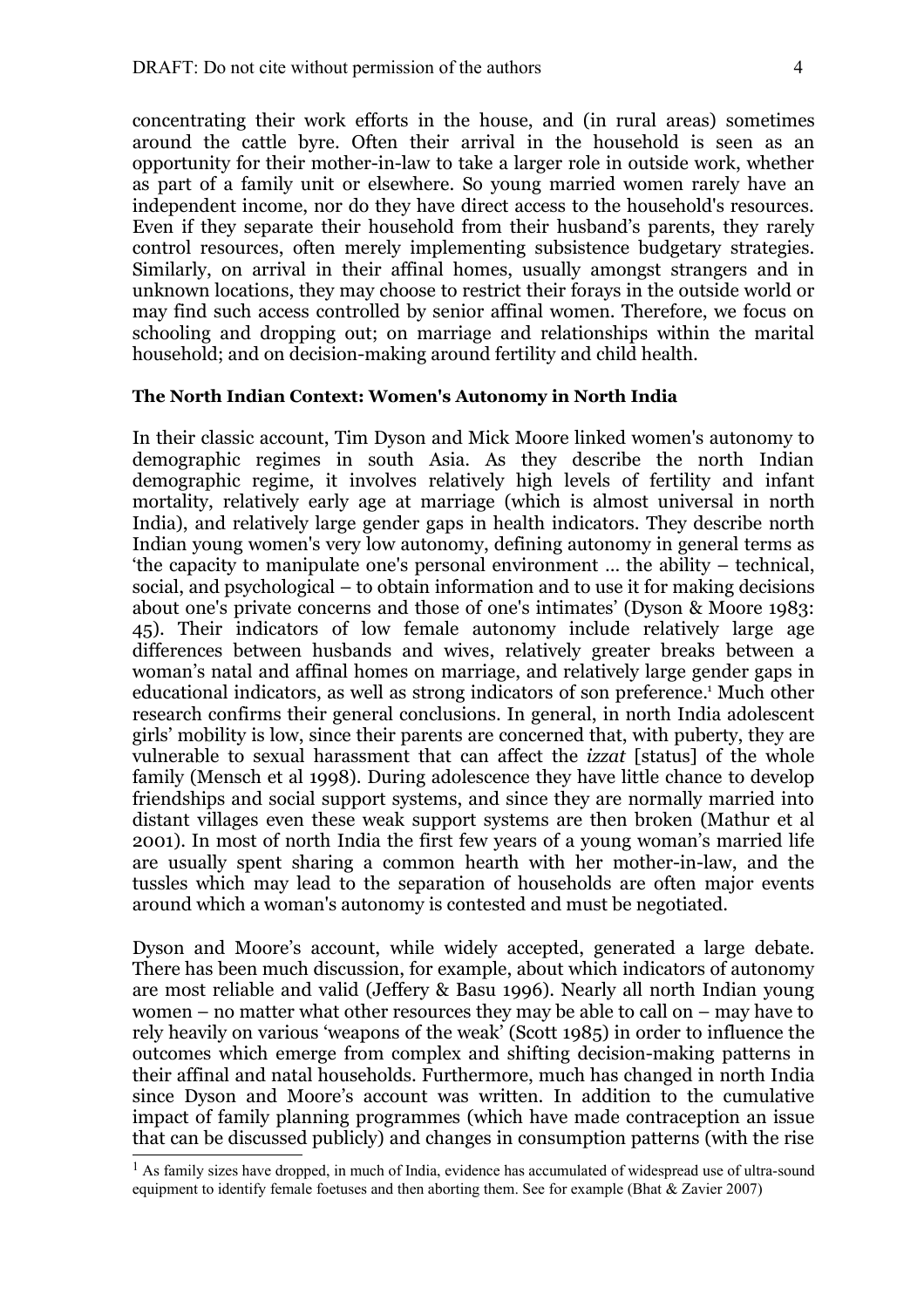concentrating their work efforts in the house, and (in rural areas) sometimes around the cattle byre. Often their arrival in the household is seen as an opportunity for their mother-in-law to take a larger role in outside work, whether as part of a family unit or elsewhere. So young married women rarely have an independent income, nor do they have direct access to the household's resources. Even if they separate their household from their husband's parents, they rarely control resources, often merely implementing subsistence budgetary strategies. Similarly, on arrival in their affinal homes, usually amongst strangers and in unknown locations, they may choose to restrict their forays in the outside world or may find such access controlled by senior affinal women. Therefore, we focus on schooling and dropping out; on marriage and relationships within the marital household; and on decision-making around fertility and child health.

**The North Indian Context: Women's Autonomy in North India**

In their classic account, Tim Dyson and Mick Moore linked women's autonomy to demographic regimes in south Asia. As they describe the north Indian demographic regime, it involves relatively high levels of fertility and infant mortality, relatively early age at marriage (which is almost universal in north India), and relatively large gender gaps in health indicators. They describe north Indian young women's very low autonomy, defining autonomy in general terms as 'the capacity to manipulate one's personal environment … the ability – technical, social, and psychological – to obtain information and to use it for making decisions about one's private concerns and those of one's intimates' (Dyson & Moore 1983: 45). Their indicators of low female autonomy include relatively large age differences between husbands and wives, relatively greater breaks between a woman's natal and affinal homes on marriage, and relatively large gender gaps in educational indicators, as well as strong indicators of son preference.[1] Much other research confirms their general conclusions. In general, in north India adolescent girls' mobility is low, since their parents are concerned that, with puberty, they are vulnerable to sexual harassment that can affect the *izzat* [status] of the whole family (Mensch et al 1998). During adolescence they have little chance to develop friendships and social support systems, and since they are normally married into distant villages even these weak support systems are then broken (Mathur et al 2001). In most of north India the first few years of a young woman's married life are usually spent sharing a common hearth with her mother-in-law, and the tussles which may lead to the separation of households are often major events around which a woman's autonomy is contested and must be negotiated.

Dyson and Moore's account, while widely accepted, generated a large debate. There has been much discussion, for example, about which indicators of autonomy are most reliable and valid (Jeffery & Basu 1996). Nearly all north Indian young women – no matter what other resources they may be able to call on – may have to rely heavily on various 'weapons of the weak' (Scott 1985) in order to influence the outcomes which emerge from complex and shifting decision-making patterns in their affinal and natal households. Furthermore, much has changed in north India since Dyson and Moore's account was written. In addition to the cumulative impact of family planning programmes (which have made contraception an issue that can be discussed publicly) and changes in consumption patterns (with the rise

[1] As family sizes have dropped, in much of India, evidence has accumulated of widespread use of ultra-sound equipment to identify female foetuses and then aborting them. See for example (Bhat & Zavier 2007)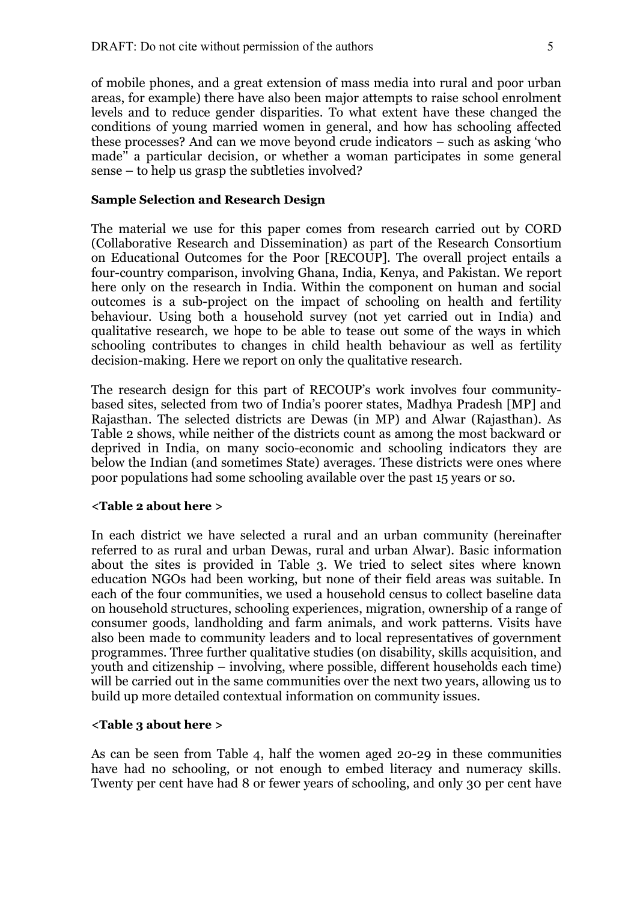of mobile phones, and a great extension of mass media into rural and poor urban areas, for example) there have also been major attempts to raise school enrolment levels and to reduce gender disparities. To what extent have these changed the conditions of young married women in general, and how has schooling affected these processes? And can we move beyond crude indicators – such as asking 'who made" a particular decision, or whether a woman participates in some general sense – to help us grasp the subtleties involved?

**Sample Selection and Research Design**

The material we use for this paper comes from research carried out by CORD (Collaborative Research and Dissemination) as part of the Research Consortium on Educational Outcomes for the Poor [RECOUP]. The overall project entails a four-country comparison, involving Ghana, India, Kenya, and Pakistan. We report here only on the research in India. Within the component on human and social outcomes is a sub-project on the impact of schooling on health and fertility behaviour. Using both a household survey (not yet carried out in India) and qualitative research, we hope to be able to tease out some of the ways in which schooling contributes to changes in child health behaviour as well as fertility decision-making. Here we report on only the qualitative research.

The research design for this part of RECOUP's work involves four community-based sites, selected from two of India's poorer states, Madhya Pradesh [MP] and Rajasthan. The selected districts are Dewas (in MP) and Alwar (Rajasthan). As Table 2 shows, while neither of the districts count as among the most backward or deprived in India, on many socio-economic and schooling indicators they are below the Indian (and sometimes State) averages. These districts were ones where poor populations had some schooling available over the past 15 years or so.

**<Table 2 about here >**

In each district we have selected a rural and an urban community (hereinafter referred to as rural and urban Dewas, rural and urban Alwar). Basic information about the sites is provided in Table 3. We tried to select sites where known education NGOs had been working, but none of their field areas was suitable. In each of the four communities, we used a household census to collect baseline data on household structures, schooling experiences, migration, ownership of a range of consumer goods, landholding and farm animals, and work patterns. Visits have also been made to community leaders and to local representatives of government programmes. Three further qualitative studies (on disability, skills acquisition, and youth and citizenship – involving, where possible, different households each time) will be carried out in the same communities over the next two years, allowing us to build up more detailed contextual information on community issues.

**<Table 3 about here >**

As can be seen from Table 4, half the women aged 20-29 in these communities have had no schooling, or not enough to embed literacy and numeracy skills. Twenty per cent have had 8 or fewer years of schooling, and only 30 per cent have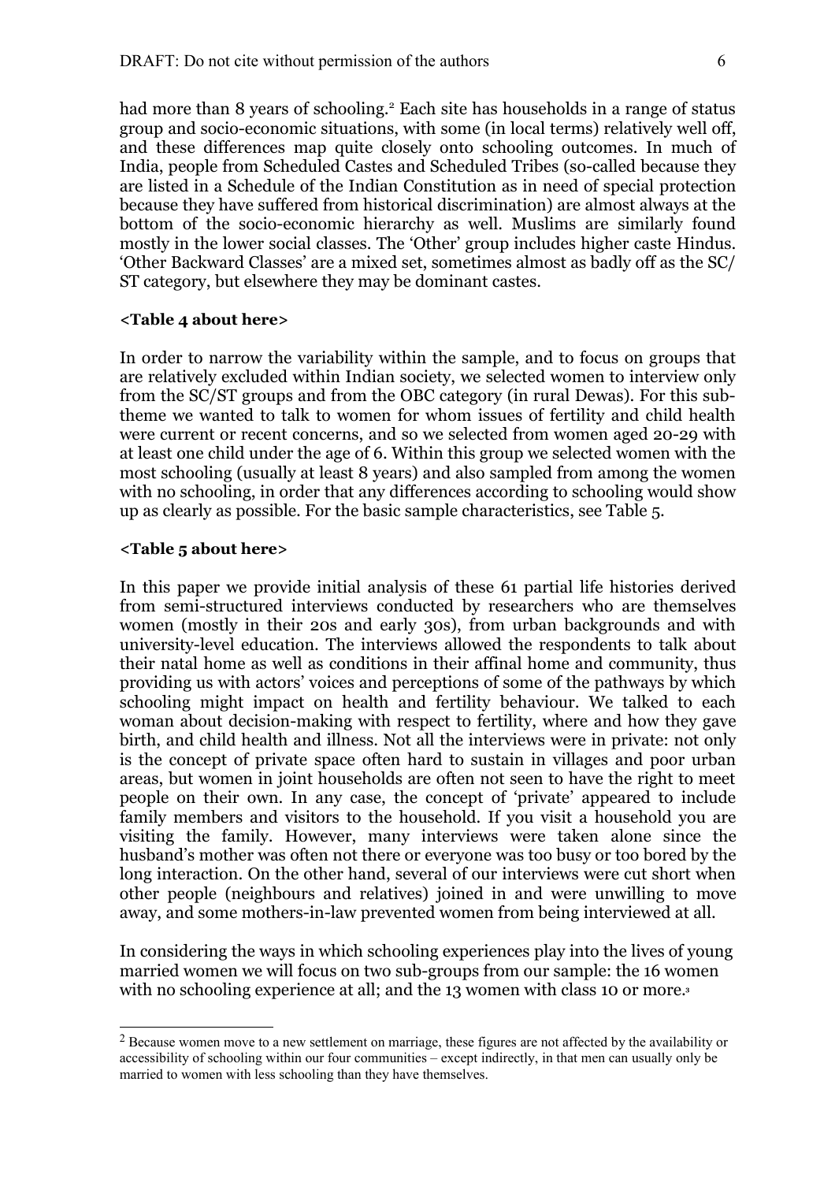had more than 8 years of schooling.[2] Each site has households in a range of status group and socio-economic situations, with some (in local terms) relatively well off, and these differences map quite closely onto schooling outcomes. In much of India, people from Scheduled Castes and Scheduled Tribes (so-called because they are listed in a Schedule of the Indian Constitution as in need of special protection because they have suffered from historical discrimination) are almost always at the bottom of the socio-economic hierarchy as well. Muslims are similarly found mostly in the lower social classes. The 'Other' group includes higher caste Hindus. 'Other Backward Classes' are a mixed set, sometimes almost as badly off as the SC/ ST category, but elsewhere they may be dominant castes.

**<Table 4 about here>**

In order to narrow the variability within the sample, and to focus on groups that are relatively excluded within Indian society, we selected women to interview only from the SC/ST groups and from the OBC category (in rural Dewas). For this sub-theme we wanted to talk to women for whom issues of fertility and child health were current or recent concerns, and so we selected from women aged 20-29 with at least one child under the age of 6. Within this group we selected women with the most schooling (usually at least 8 years) and also sampled from among the women with no schooling, in order that any differences according to schooling would show up as clearly as possible. For the basic sample characteristics, see Table 5.

**<Table 5 about here>**

In this paper we provide initial analysis of these 61 partial life histories derived from semi-structured interviews conducted by researchers who are themselves women (mostly in their 20s and early 30s), from urban backgrounds and with university-level education. The interviews allowed the respondents to talk about their natal home as well as conditions in their affinal home and community, thus providing us with actors' voices and perceptions of some of the pathways by which schooling might impact on health and fertility behaviour. We talked to each woman about decision-making with respect to fertility, where and how they gave birth, and child health and illness. Not all the interviews were in private: not only is the concept of private space often hard to sustain in villages and poor urban areas, but women in joint households are often not seen to have the right to meet people on their own. In any case, the concept of 'private' appeared to include family members and visitors to the household. If you visit a household you are visiting the family. However, many interviews were taken alone since the husband's mother was often not there or everyone was too busy or too bored by the long interaction. On the other hand, several of our interviews were cut short when other people (neighbours and relatives) joined in and were unwilling to move away, and some mothers-in-law prevented women from being interviewed at all.

In considering the ways in which schooling experiences play into the lives of young married women we will focus on two sub-groups from our sample: the 16 women with no schooling experience at all; and the 13 women with class 10 or more.[3]

---

[2] Because women move to a new settlement on marriage, these figures are not affected by the availability or accessibility of schooling within our four communities – except indirectly, in that men can usually only be married to women with less schooling than they have themselves.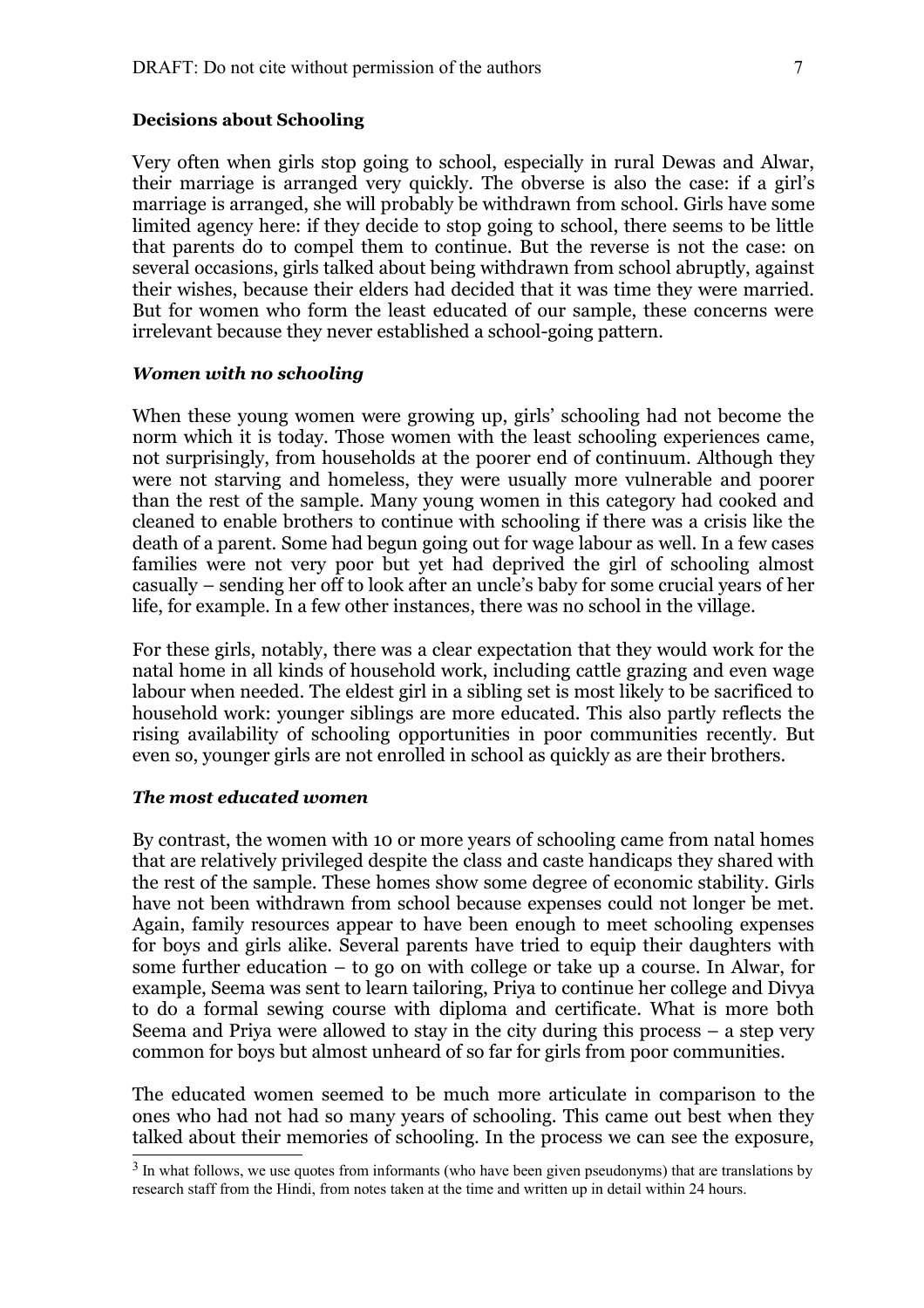**Decisions about Schooling**

Very often when girls stop going to school, especially in rural Dewas and Alwar, their marriage is arranged very quickly. The obverse is also the case: if a girl's marriage is arranged, she will probably be withdrawn from school. Girls have some limited agency here: if they decide to stop going to school, there seems to be little that parents do to compel them to continue. But the reverse is not the case: on several occasions, girls talked about being withdrawn from school abruptly, against their wishes, because their elders had decided that it was time they were married. But for women who form the least educated of our sample, these concerns were irrelevant because they never established a school-going pattern.

***Women with no schooling***

When these young women were growing up, girls' schooling had not become the norm which it is today. Those women with the least schooling experiences came, not surprisingly, from households at the poorer end of continuum. Although they were not starving and homeless, they were usually more vulnerable and poorer than the rest of the sample. Many young women in this category had cooked and cleaned to enable brothers to continue with schooling if there was a crisis like the death of a parent. Some had begun going out for wage labour as well. In a few cases families were not very poor but yet had deprived the girl of schooling almost casually – sending her off to look after an uncle's baby for some crucial years of her life, for example. In a few other instances, there was no school in the village.

For these girls, notably, there was a clear expectation that they would work for the natal home in all kinds of household work, including cattle grazing and even wage labour when needed. The eldest girl in a sibling set is most likely to be sacrificed to household work: younger siblings are more educated. This also partly reflects the rising availability of schooling opportunities in poor communities recently. But even so, younger girls are not enrolled in school as quickly as are their brothers.

***The most educated women***

By contrast, the women with 10 or more years of schooling came from natal homes that are relatively privileged despite the class and caste handicaps they shared with the rest of the sample. These homes show some degree of economic stability. Girls have not been withdrawn from school because expenses could not longer be met. Again, family resources appear to have been enough to meet schooling expenses for boys and girls alike. Several parents have tried to equip their daughters with some further education – to go on with college or take up a course. In Alwar, for example, Seema was sent to learn tailoring, Priya to continue her college and Divya to do a formal sewing course with diploma and certificate. What is more both Seema and Priya were allowed to stay in the city during this process – a step very common for boys but almost unheard of so far for girls from poor communities.

The educated women seemed to be much more articulate in comparison to the ones who had not had so many years of schooling. This came out best when they talked about their memories of schooling. In the process we can see the exposure,

[3] In what follows, we use quotes from informants (who have been given pseudonyms) that are translations by research staff from the Hindi, from notes taken at the time and written up in detail within 24 hours.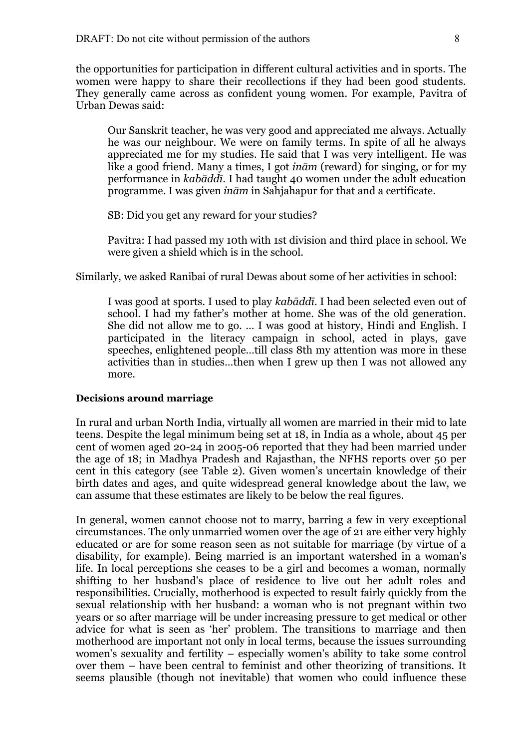the opportunities for participation in different cultural activities and in sports. The women were happy to share their recollections if they had been good students. They generally came across as confident young women. For example, Pavitra of Urban Dewas said:

> Our Sanskrit teacher, he was very good and appreciated me always. Actually he was our neighbour. We were on family terms. In spite of all he always appreciated me for my studies. He said that I was very intelligent. He was like a good friend. Many a times, I got *inām* (reward) for singing, or for my performance in *kabāddī*. I had taught 40 women under the adult education programme. I was given *inām* in Sahjahapur for that and a certificate.
>
> SB: Did you get any reward for your studies?
>
> Pavitra: I had passed my 10th with 1st division and third place in school. We were given a shield which is in the school.

Similarly, we asked Ranibai of rural Dewas about some of her activities in school:

> I was good at sports. I used to play *kabāddī*. I had been selected even out of school. I had my father's mother at home. She was of the old generation. She did not allow me to go. ... I was good at history, Hindi and English. I participated in the literacy campaign in school, acted in plays, gave speeches, enlightened people...till class 8th my attention was more in these activities than in studies...then when I grew up then I was not allowed any more.

**Decisions around marriage**

In rural and urban North India, virtually all women are married in their mid to late teens. Despite the legal minimum being set at 18, in India as a whole, about 45 per cent of women aged 20-24 in 2005-06 reported that they had been married under the age of 18; in Madhya Pradesh and Rajasthan, the NFHS reports over 50 per cent in this category (see Table 2). Given women's uncertain knowledge of their birth dates and ages, and quite widespread general knowledge about the law, we can assume that these estimates are likely to be below the real figures.

In general, women cannot choose not to marry, barring a few in very exceptional circumstances. The only unmarried women over the age of 21 are either very highly educated or are for some reason seen as not suitable for marriage (by virtue of a disability, for example). Being married is an important watershed in a woman's life. In local perceptions she ceases to be a girl and becomes a woman, normally shifting to her husband's place of residence to live out her adult roles and responsibilities. Crucially, motherhood is expected to result fairly quickly from the sexual relationship with her husband: a woman who is not pregnant within two years or so after marriage will be under increasing pressure to get medical or other advice for what is seen as 'her' problem. The transitions to marriage and then motherhood are important not only in local terms, because the issues surrounding women's sexuality and fertility – especially women's ability to take some control over them – have been central to feminist and other theorizing of transitions. It seems plausible (though not inevitable) that women who could influence these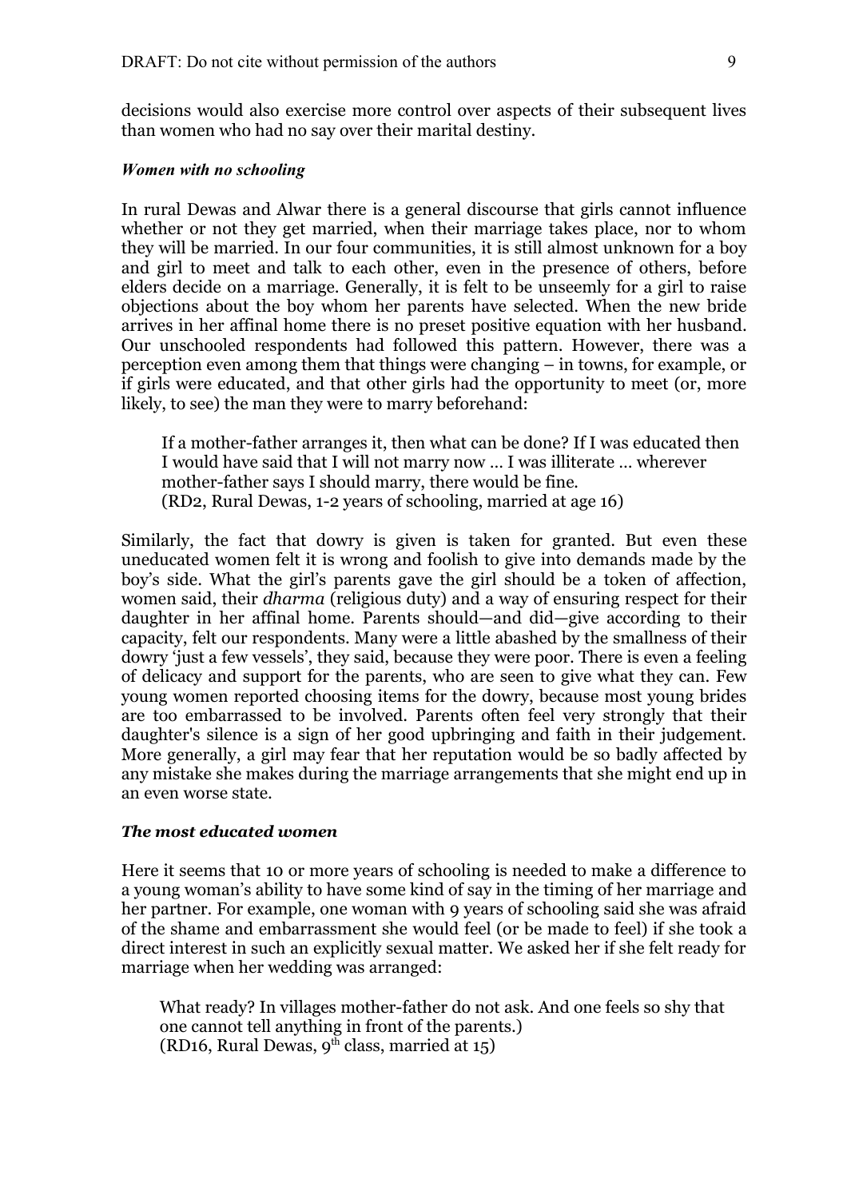decisions would also exercise more control over aspects of their subsequent lives than women who had no say over their marital destiny.

### *Women with no schooling*

In rural Dewas and Alwar there is a general discourse that girls cannot influence whether or not they get married, when their marriage takes place, nor to whom they will be married. In our four communities, it is still almost unknown for a boy and girl to meet and talk to each other, even in the presence of others, before elders decide on a marriage. Generally, it is felt to be unseemly for a girl to raise objections about the boy whom her parents have selected. When the new bride arrives in her affinal home there is no preset positive equation with her husband. Our unschooled respondents had followed this pattern. However, there was a perception even among them that things were changing – in towns, for example, or if girls were educated, and that other girls had the opportunity to meet (or, more likely, to see) the man they were to marry beforehand:

> If a mother-father arranges it, then what can be done? If I was educated then I would have said that I will not marry now … I was illiterate … wherever mother-father says I should marry, there would be fine.
> (RD2, Rural Dewas, 1-2 years of schooling, married at age 16)

Similarly, the fact that dowry is given is taken for granted. But even these uneducated women felt it is wrong and foolish to give into demands made by the boy's side. What the girl's parents gave the girl should be a token of affection, women said, their *dharma* (religious duty) and a way of ensuring respect for their daughter in her affinal home. Parents should—and did—give according to their capacity, felt our respondents. Many were a little abashed by the smallness of their dowry 'just a few vessels', they said, because they were poor. There is even a feeling of delicacy and support for the parents, who are seen to give what they can. Few young women reported choosing items for the dowry, because most young brides are too embarrassed to be involved. Parents often feel very strongly that their daughter's silence is a sign of her good upbringing and faith in their judgement. More generally, a girl may fear that her reputation would be so badly affected by any mistake she makes during the marriage arrangements that she might end up in an even worse state.

### *The most educated women*

Here it seems that 10 or more years of schooling is needed to make a difference to a young woman's ability to have some kind of say in the timing of her marriage and her partner. For example, one woman with 9 years of schooling said she was afraid of the shame and embarrassment she would feel (or be made to feel) if she took a direct interest in such an explicitly sexual matter. We asked her if she felt ready for marriage when her wedding was arranged:

> What ready? In villages mother-father do not ask. And one feels so shy that one cannot tell anything in front of the parents.)
> (RD16, Rural Dewas, 9th class, married at 15)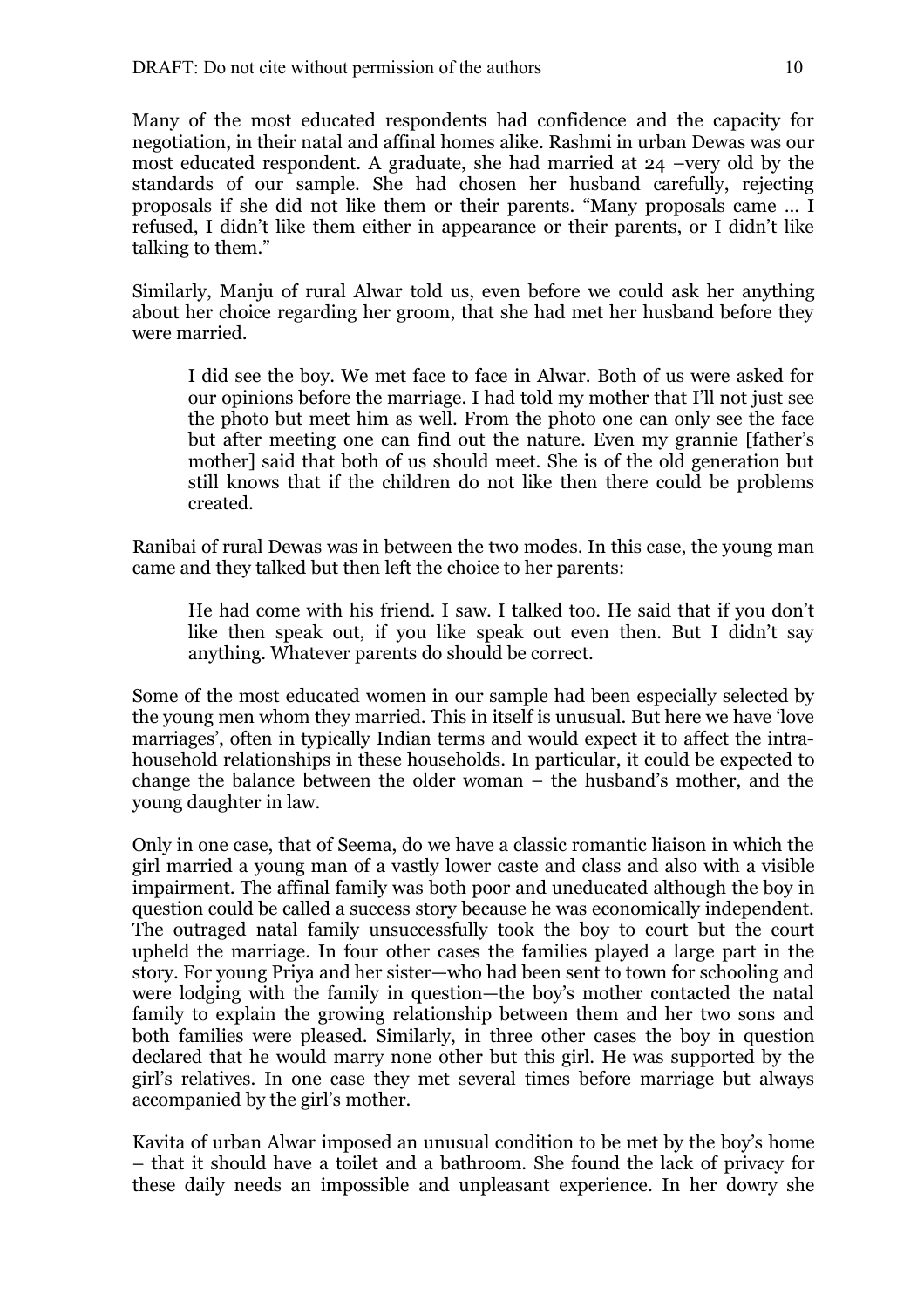Many of the most educated respondents had confidence and the capacity for negotiation, in their natal and affinal homes alike. Rashmi in urban Dewas was our most educated respondent. A graduate, she had married at 24 –very old by the standards of our sample. She had chosen her husband carefully, rejecting proposals if she did not like them or their parents. "Many proposals came … I refused, I didn't like them either in appearance or their parents, or I didn't like talking to them."

Similarly, Manju of rural Alwar told us, even before we could ask her anything about her choice regarding her groom, that she had met her husband before they were married.

> I did see the boy. We met face to face in Alwar. Both of us were asked for our opinions before the marriage. I had told my mother that I'll not just see the photo but meet him as well. From the photo one can only see the face but after meeting one can find out the nature. Even my grannie [father's mother] said that both of us should meet. She is of the old generation but still knows that if the children do not like then there could be problems created.

Ranibai of rural Dewas was in between the two modes. In this case, the young man came and they talked but then left the choice to her parents:

> He had come with his friend. I saw. I talked too. He said that if you don't like then speak out, if you like speak out even then. But I didn't say anything. Whatever parents do should be correct.

Some of the most educated women in our sample had been especially selected by the young men whom they married. This in itself is unusual. But here we have 'love marriages', often in typically Indian terms and would expect it to affect the intra-household relationships in these households. In particular, it could be expected to change the balance between the older woman – the husband's mother, and the young daughter in law.

Only in one case, that of Seema, do we have a classic romantic liaison in which the girl married a young man of a vastly lower caste and class and also with a visible impairment. The affinal family was both poor and uneducated although the boy in question could be called a success story because he was economically independent. The outraged natal family unsuccessfully took the boy to court but the court upheld the marriage. In four other cases the families played a large part in the story. For young Priya and her sister—who had been sent to town for schooling and were lodging with the family in question—the boy's mother contacted the natal family to explain the growing relationship between them and her two sons and both families were pleased. Similarly, in three other cases the boy in question declared that he would marry none other but this girl. He was supported by the girl's relatives. In one case they met several times before marriage but always accompanied by the girl's mother.

Kavita of urban Alwar imposed an unusual condition to be met by the boy's home – that it should have a toilet and a bathroom. She found the lack of privacy for these daily needs an impossible and unpleasant experience. In her dowry she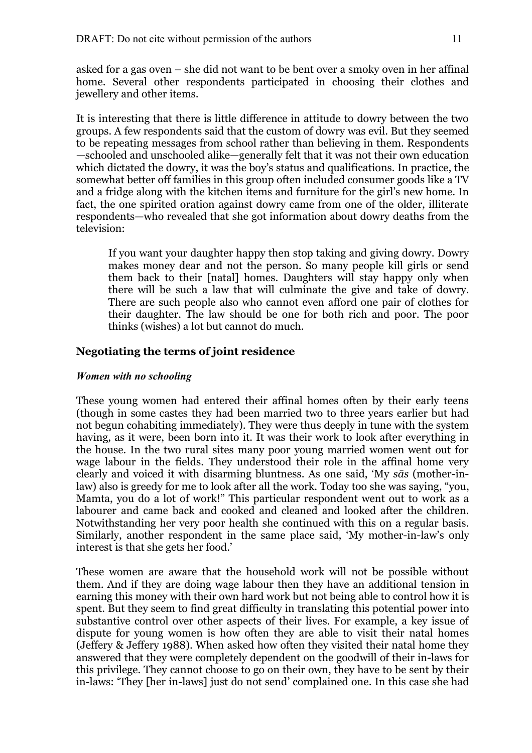asked for a gas oven – she did not want to be bent over a smoky oven in her affinal home. Several other respondents participated in choosing their clothes and jewellery and other items.

It is interesting that there is little difference in attitude to dowry between the two groups. A few respondents said that the custom of dowry was evil. But they seemed to be repeating messages from school rather than believing in them. Respondents —schooled and unschooled alike—generally felt that it was not their own education which dictated the dowry, it was the boy's status and qualifications. In practice, the somewhat better off families in this group often included consumer goods like a TV and a fridge along with the kitchen items and furniture for the girl's new home. In fact, the one spirited oration against dowry came from one of the older, illiterate respondents—who revealed that she got information about dowry deaths from the television:

> If you want your daughter happy then stop taking and giving dowry. Dowry makes money dear and not the person. So many people kill girls or send them back to their [natal] homes. Daughters will stay happy only when there will be such a law that will culminate the give and take of dowry. There are such people also who cannot even afford one pair of clothes for their daughter. The law should be one for both rich and poor. The poor thinks (wishes) a lot but cannot do much.

## Negotiating the terms of joint residence

### *Women with no schooling*

These young women had entered their affinal homes often by their early teens (though in some castes they had been married two to three years earlier but had not begun cohabiting immediately). They were thus deeply in tune with the system having, as it were, been born into it. It was their work to look after everything in the house. In the two rural sites many poor young married women went out for wage labour in the fields. They understood their role in the affinal home very clearly and voiced it with disarming bluntness. As one said, 'My *sās* (mother-in-law) also is greedy for me to look after all the work. Today too she was saying, "you, Mamta, you do a lot of work!" This particular respondent went out to work as a labourer and came back and cooked and cleaned and looked after the children. Notwithstanding her very poor health she continued with this on a regular basis. Similarly, another respondent in the same place said, 'My mother-in-law's only interest is that she gets her food.'

These women are aware that the household work will not be possible without them. And if they are doing wage labour then they have an additional tension in earning this money with their own hard work but not being able to control how it is spent. But they seem to find great difficulty in translating this potential power into substantive control over other aspects of their lives. For example, a key issue of dispute for young women is how often they are able to visit their natal homes (Jeffery & Jeffery 1988). When asked how often they visited their natal home they answered that they were completely dependent on the goodwill of their in-laws for this privilege. They cannot choose to go on their own, they have to be sent by their in-laws: 'They [her in-laws] just do not send' complained one. In this case she had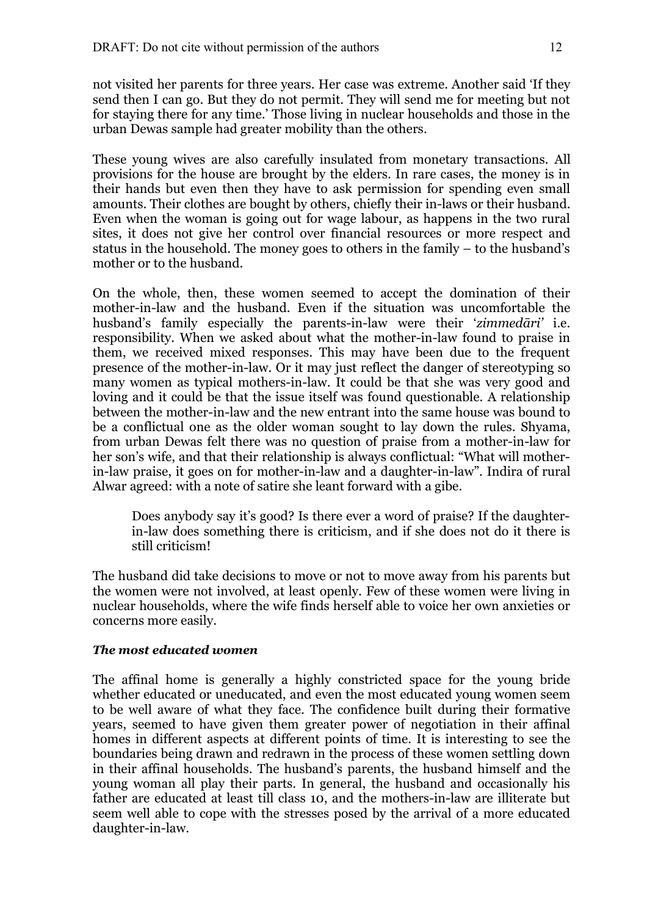not visited her parents for three years. Her case was extreme. Another said 'If they send then I can go. But they do not permit. They will send me for meeting but not for staying there for any time.' Those living in nuclear households and those in the urban Dewas sample had greater mobility than the others.

These young wives are also carefully insulated from monetary transactions. All provisions for the house are brought by the elders. In rare cases, the money is in their hands but even then they have to ask permission for spending even small amounts. Their clothes are bought by others, chiefly their in-laws or their husband. Even when the woman is going out for wage labour, as happens in the two rural sites, it does not give her control over financial resources or more respect and status in the household. The money goes to others in the family – to the husband's mother or to the husband.

On the whole, then, these women seemed to accept the domination of their mother-in-law and the husband. Even if the situation was uncomfortable the husband's family especially the parents-in-law were their '*zimmedāri*' i.e. responsibility. When we asked about what the mother-in-law found to praise in them, we received mixed responses. This may have been due to the frequent presence of the mother-in-law. Or it may just reflect the danger of stereotyping so many women as typical mothers-in-law. It could be that she was very good and loving and it could be that the issue itself was found questionable. A relationship between the mother-in-law and the new entrant into the same house was bound to be a conflictual one as the older woman sought to lay down the rules. Shyama, from urban Dewas felt there was no question of praise from a mother-in-law for her son's wife, and that their relationship is always conflictual: "What will mother-in-law praise, it goes on for mother-in-law and a daughter-in-law". Indira of rural Alwar agreed: with a note of satire she leant forward with a gibe.

> Does anybody say it's good? Is there ever a word of praise? If the daughter-in-law does something there is criticism, and if she does not do it there is still criticism!

The husband did take decisions to move or not to move away from his parents but the women were not involved, at least openly. Few of these women were living in nuclear households, where the wife finds herself able to voice her own anxieties or concerns more easily.

### *The most educated women*

The affinal home is generally a highly constricted space for the young bride whether educated or uneducated, and even the most educated young women seem to be well aware of what they face. The confidence built during their formative years, seemed to have given them greater power of negotiation in their affinal homes in different aspects at different points of time. It is interesting to see the boundaries being drawn and redrawn in the process of these women settling down in their affinal households. The husband's parents, the husband himself and the young woman all play their parts. In general, the husband and occasionally his father are educated at least till class 10, and the mothers-in-law are illiterate but seem well able to cope with the stresses posed by the arrival of a more educated daughter-in-law.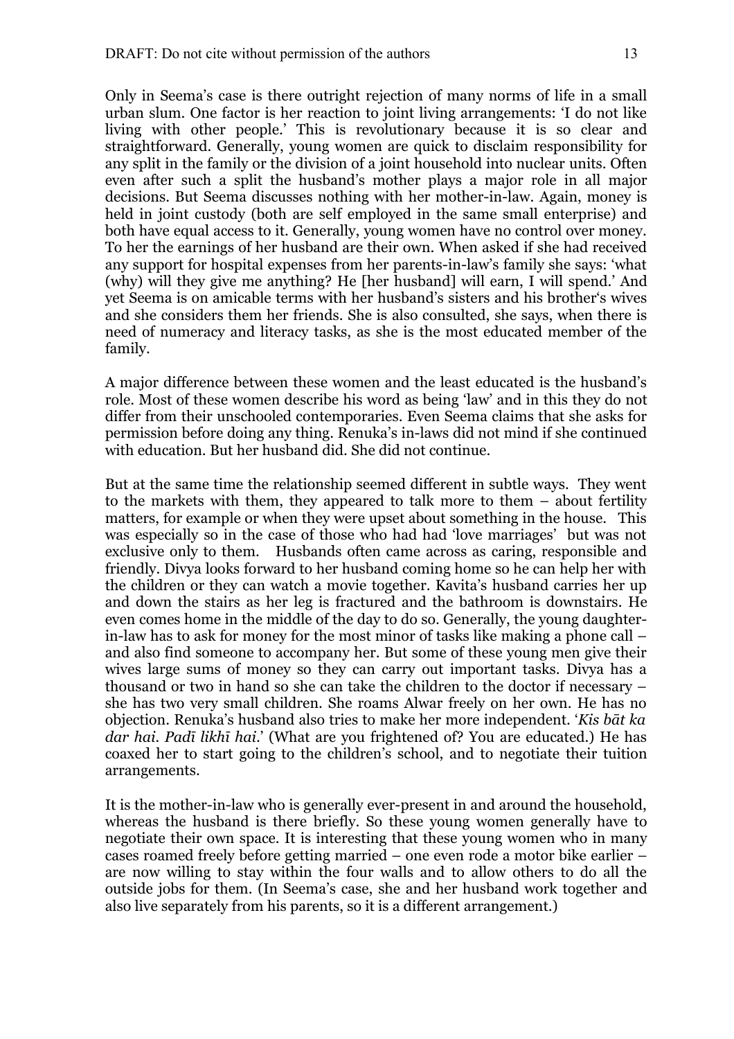Only in Seema's case is there outright rejection of many norms of life in a small urban slum. One factor is her reaction to joint living arrangements: 'I do not like living with other people.' This is revolutionary because it is so clear and straightforward. Generally, young women are quick to disclaim responsibility for any split in the family or the division of a joint household into nuclear units. Often even after such a split the husband's mother plays a major role in all major decisions. But Seema discusses nothing with her mother-in-law. Again, money is held in joint custody (both are self employed in the same small enterprise) and both have equal access to it. Generally, young women have no control over money. To her the earnings of her husband are their own. When asked if she had received any support for hospital expenses from her parents-in-law's family she says: 'what (why) will they give me anything? He [her husband] will earn, I will spend.' And yet Seema is on amicable terms with her husband's sisters and his brother's wives and she considers them her friends. She is also consulted, she says, when there is need of numeracy and literacy tasks, as she is the most educated member of the family.

A major difference between these women and the least educated is the husband's role. Most of these women describe his word as being 'law' and in this they do not differ from their unschooled contemporaries. Even Seema claims that she asks for permission before doing any thing. Renuka's in-laws did not mind if she continued with education. But her husband did. She did not continue.

But at the same time the relationship seemed different in subtle ways. They went to the markets with them, they appeared to talk more to them – about fertility matters, for example or when they were upset about something in the house. This was especially so in the case of those who had had 'love marriages' but was not exclusive only to them. Husbands often came across as caring, responsible and friendly. Divya looks forward to her husband coming home so he can help her with the children or they can watch a movie together. Kavita's husband carries her up and down the stairs as her leg is fractured and the bathroom is downstairs. He even comes home in the middle of the day to do so. Generally, the young daughter-in-law has to ask for money for the most minor of tasks like making a phone call – and also find someone to accompany her. But some of these young men give their wives large sums of money so they can carry out important tasks. Divya has a thousand or two in hand so she can take the children to the doctor if necessary – she has two very small children. She roams Alwar freely on her own. He has no objection. Renuka's husband also tries to make her more independent. '*Kis bāt ka dar hai. Padī likhī hai.*' (What are you frightened of? You are educated.) He has coaxed her to start going to the children's school, and to negotiate their tuition arrangements.

It is the mother-in-law who is generally ever-present in and around the household, whereas the husband is there briefly. So these young women generally have to negotiate their own space. It is interesting that these young women who in many cases roamed freely before getting married – one even rode a motor bike earlier – are now willing to stay within the four walls and to allow others to do all the outside jobs for them. (In Seema's case, she and her husband work together and also live separately from his parents, so it is a different arrangement.)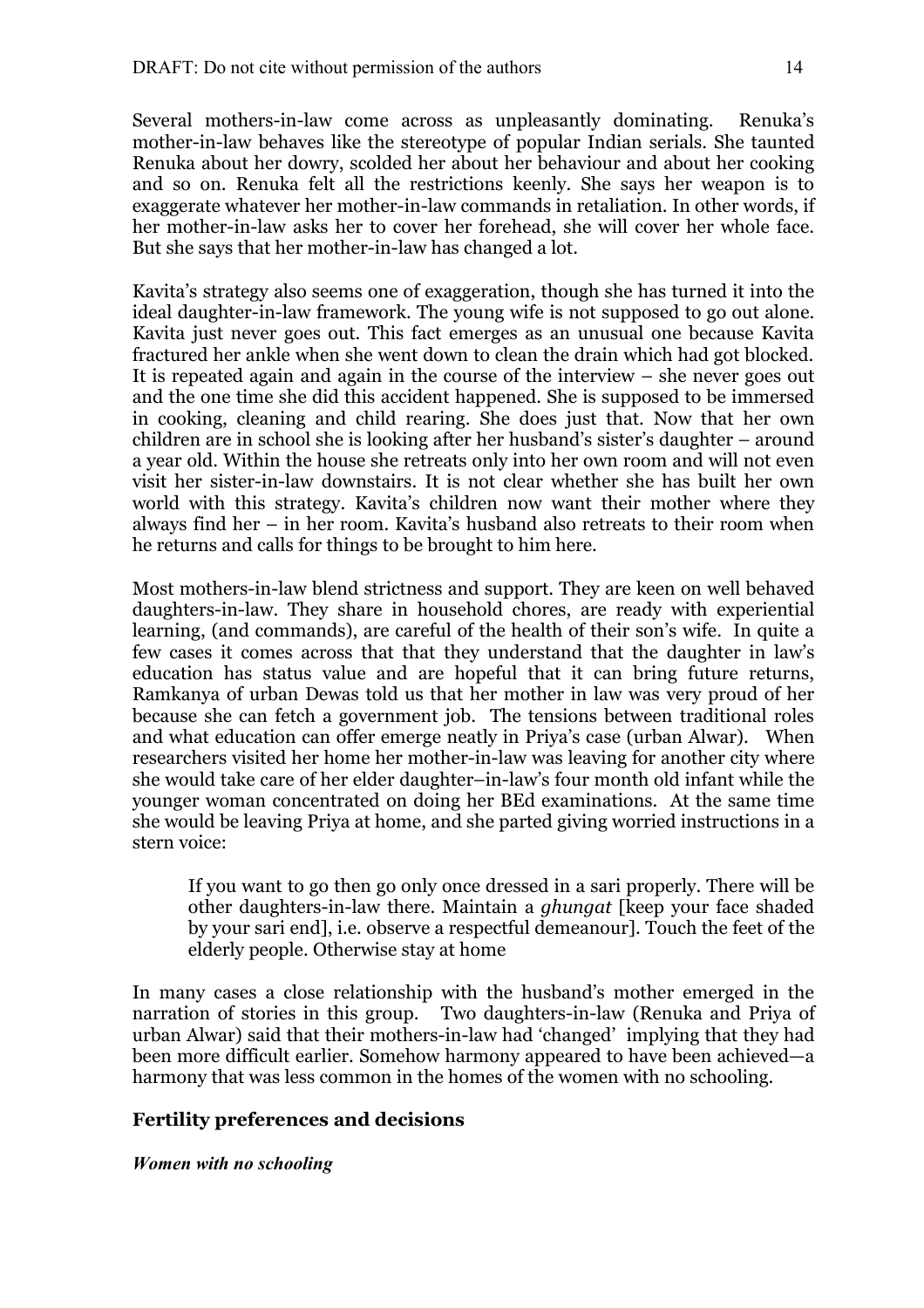Several mothers-in-law come across as unpleasantly dominating. Renuka's mother-in-law behaves like the stereotype of popular Indian serials. She taunted Renuka about her dowry, scolded her about her behaviour and about her cooking and so on. Renuka felt all the restrictions keenly. She says her weapon is to exaggerate whatever her mother-in-law commands in retaliation. In other words, if her mother-in-law asks her to cover her forehead, she will cover her whole face. But she says that her mother-in-law has changed a lot.

Kavita's strategy also seems one of exaggeration, though she has turned it into the ideal daughter-in-law framework. The young wife is not supposed to go out alone. Kavita just never goes out. This fact emerges as an unusual one because Kavita fractured her ankle when she went down to clean the drain which had got blocked. It is repeated again and again in the course of the interview – she never goes out and the one time she did this accident happened. She is supposed to be immersed in cooking, cleaning and child rearing. She does just that. Now that her own children are in school she is looking after her husband's sister's daughter – around a year old. Within the house she retreats only into her own room and will not even visit her sister-in-law downstairs. It is not clear whether she has built her own world with this strategy. Kavita's children now want their mother where they always find her – in her room. Kavita's husband also retreats to their room when he returns and calls for things to be brought to him here.

Most mothers-in-law blend strictness and support. They are keen on well behaved daughters-in-law. They share in household chores, are ready with experiential learning, (and commands), are careful of the health of their son's wife. In quite a few cases it comes across that that they understand that the daughter in law's education has status value and are hopeful that it can bring future returns, Ramkanya of urban Dewas told us that her mother in law was very proud of her because she can fetch a government job. The tensions between traditional roles and what education can offer emerge neatly in Priya's case (urban Alwar). When researchers visited her home her mother-in-law was leaving for another city where she would take care of her elder daughter–in-law's four month old infant while the younger woman concentrated on doing her BEd examinations. At the same time she would be leaving Priya at home, and she parted giving worried instructions in a stern voice:

> If you want to go then go only once dressed in a sari properly. There will be other daughters-in-law there. Maintain a *ghungat* [keep your face shaded by your sari end], i.e. observe a respectful demeanour]. Touch the feet of the elderly people. Otherwise stay at home

In many cases a close relationship with the husband's mother emerged in the narration of stories in this group. Two daughters-in-law (Renuka and Priya of urban Alwar) said that their mothers-in-law had 'changed' implying that they had been more difficult earlier. Somehow harmony appeared to have been achieved—a harmony that was less common in the homes of the women with no schooling.

## Fertility preferences and decisions

### *Women with no schooling*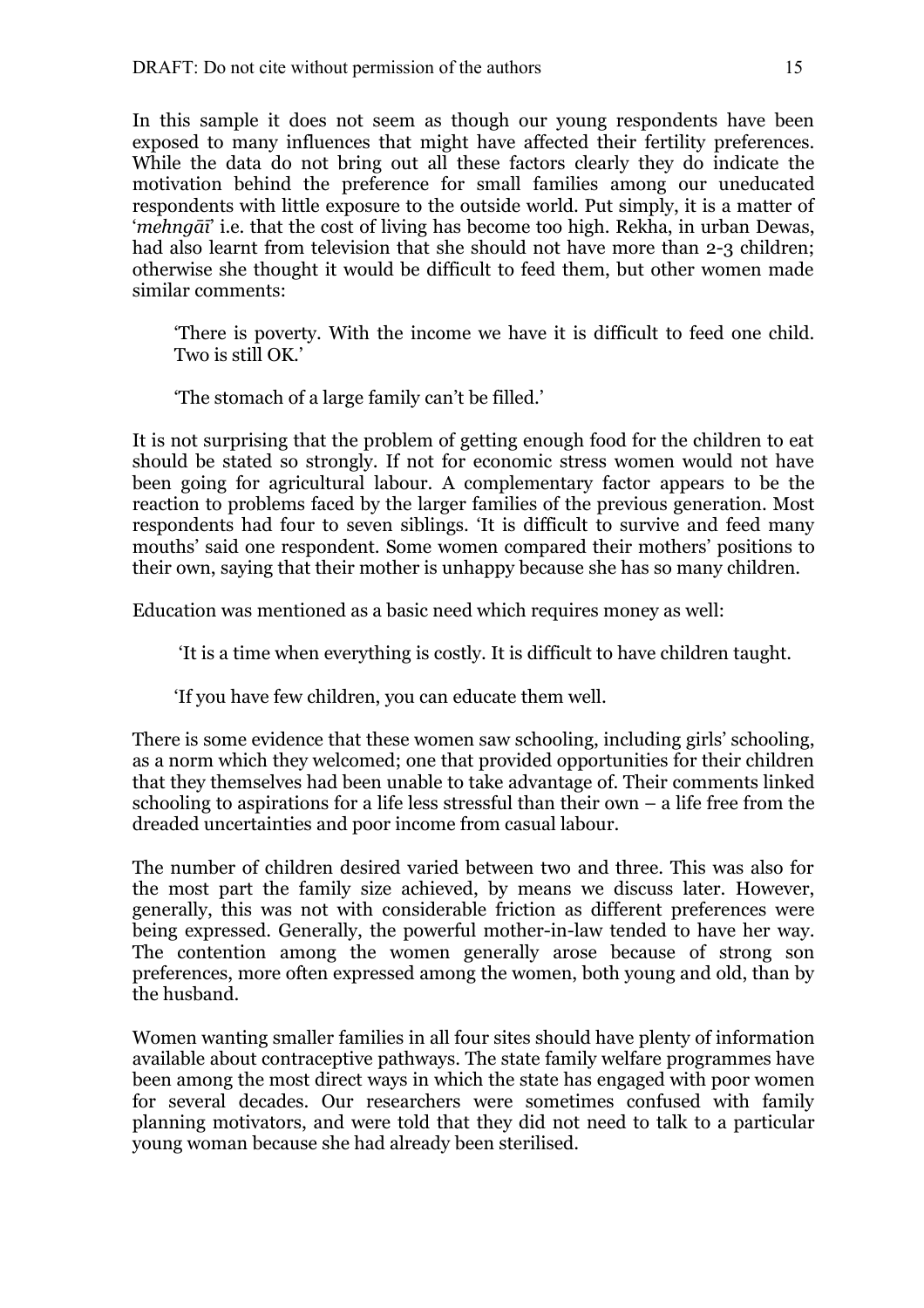In this sample it does not seem as though our young respondents have been exposed to many influences that might have affected their fertility preferences. While the data do not bring out all these factors clearly they do indicate the motivation behind the preference for small families among our uneducated respondents with little exposure to the outside world. Put simply, it is a matter of '*mehngāī*' i.e. that the cost of living has become too high. Rekha, in urban Dewas, had also learnt from television that she should not have more than 2-3 children; otherwise she thought it would be difficult to feed them, but other women made similar comments:

> 'There is poverty. With the income we have it is difficult to feed one child. Two is still OK.'
>
> 'The stomach of a large family can't be filled.'

It is not surprising that the problem of getting enough food for the children to eat should be stated so strongly. If not for economic stress women would not have been going for agricultural labour. A complementary factor appears to be the reaction to problems faced by the larger families of the previous generation. Most respondents had four to seven siblings. 'It is difficult to survive and feed many mouths' said one respondent. Some women compared their mothers' positions to their own, saying that their mother is unhappy because she has so many children.

Education was mentioned as a basic need which requires money as well:

> 'It is a time when everything is costly. It is difficult to have children taught.
>
> 'If you have few children, you can educate them well.

There is some evidence that these women saw schooling, including girls' schooling, as a norm which they welcomed; one that provided opportunities for their children that they themselves had been unable to take advantage of. Their comments linked schooling to aspirations for a life less stressful than their own – a life free from the dreaded uncertainties and poor income from casual labour.

The number of children desired varied between two and three. This was also for the most part the family size achieved, by means we discuss later. However, generally, this was not with considerable friction as different preferences were being expressed. Generally, the powerful mother-in-law tended to have her way. The contention among the women generally arose because of strong son preferences, more often expressed among the women, both young and old, than by the husband.

Women wanting smaller families in all four sites should have plenty of information available about contraceptive pathways. The state family welfare programmes have been among the most direct ways in which the state has engaged with poor women for several decades. Our researchers were sometimes confused with family planning motivators, and were told that they did not need to talk to a particular young woman because she had already been sterilised.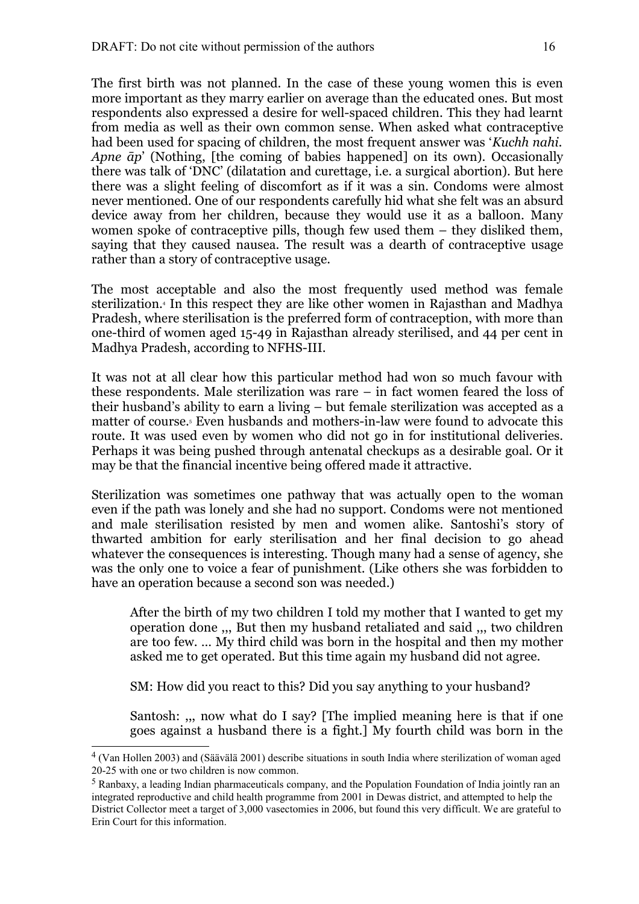The first birth was not planned. In the case of these young women this is even more important as they marry earlier on average than the educated ones. But most respondents also expressed a desire for well-spaced children. This they had learnt from media as well as their own common sense. When asked what contraceptive had been used for spacing of children, the most frequent answer was '*Kuchh nahi. Apne āp*' (Nothing, [the coming of babies happened] on its own). Occasionally there was talk of 'DNC' (dilatation and curettage, i.e. a surgical abortion). But here there was a slight feeling of discomfort as if it was a sin. Condoms were almost never mentioned. One of our respondents carefully hid what she felt was an absurd device away from her children, because they would use it as a balloon. Many women spoke of contraceptive pills, though few used them – they disliked them, saying that they caused nausea. The result was a dearth of contraceptive usage rather than a story of contraceptive usage.

The most acceptable and also the most frequently used method was female sterilization.[4] In this respect they are like other women in Rajasthan and Madhya Pradesh, where sterilisation is the preferred form of contraception, with more than one-third of women aged 15-49 in Rajasthan already sterilised, and 44 per cent in Madhya Pradesh, according to NFHS-III.

It was not at all clear how this particular method had won so much favour with these respondents. Male sterilization was rare – in fact women feared the loss of their husband's ability to earn a living – but female sterilization was accepted as a matter of course.[5] Even husbands and mothers-in-law were found to advocate this route. It was used even by women who did not go in for institutional deliveries. Perhaps it was being pushed through antenatal checkups as a desirable goal. Or it may be that the financial incentive being offered made it attractive.

Sterilization was sometimes one pathway that was actually open to the woman even if the path was lonely and she had no support. Condoms were not mentioned and male sterilisation resisted by men and women alike. Santoshi's story of thwarted ambition for early sterilisation and her final decision to go ahead whatever the consequences is interesting. Though many had a sense of agency, she was the only one to voice a fear of punishment. (Like others she was forbidden to have an operation because a second son was needed.)

> After the birth of my two children I told my mother that I wanted to get my operation done ,,, But then my husband retaliated and said ,,, two children are too few. … My third child was born in the hospital and then my mother asked me to get operated. But this time again my husband did not agree.
>
> SM: How did you react to this? Did you say anything to your husband?
>
> Santosh: ,,, now what do I say? [The implied meaning here is that if one goes against a husband there is a fight.] My fourth child was born in the

[4] (Van Hollen 2003) and (Säävälä 2001) describe situations in south India where sterilization of woman aged 20-25 with one or two children is now common.

[5] Ranbaxy, a leading Indian pharmaceuticals company, and the Population Foundation of India jointly ran an integrated reproductive and child health programme from 2001 in Dewas district, and attempted to help the District Collector meet a target of 3,000 vasectomies in 2006, but found this very difficult. We are grateful to Erin Court for this information.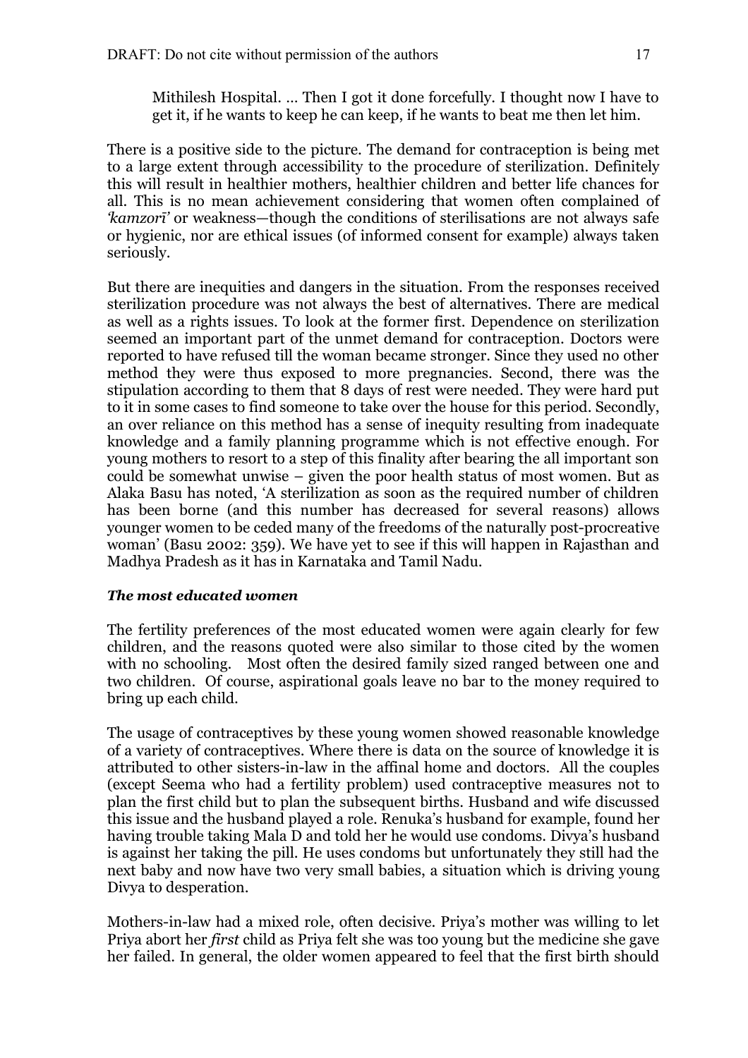> Mithilesh Hospital. … Then I got it done forcefully. I thought now I have to get it, if he wants to keep he can keep, if he wants to beat me then let him.

There is a positive side to the picture. The demand for contraception is being met to a large extent through accessibility to the procedure of sterilization. Definitely this will result in healthier mothers, healthier children and better life chances for all. This is no mean achievement considering that women often complained of *'kamzorī'* or weakness—though the conditions of sterilisations are not always safe or hygienic, nor are ethical issues (of informed consent for example) always taken seriously.

But there are inequities and dangers in the situation. From the responses received sterilization procedure was not always the best of alternatives. There are medical as well as a rights issues. To look at the former first. Dependence on sterilization seemed an important part of the unmet demand for contraception. Doctors were reported to have refused till the woman became stronger. Since they used no other method they were thus exposed to more pregnancies. Second, there was the stipulation according to them that 8 days of rest were needed. They were hard put to it in some cases to find someone to take over the house for this period. Secondly, an over reliance on this method has a sense of inequity resulting from inadequate knowledge and a family planning programme which is not effective enough. For young mothers to resort to a step of this finality after bearing the all important son could be somewhat unwise – given the poor health status of most women. But as Alaka Basu has noted, 'A sterilization as soon as the required number of children has been borne (and this number has decreased for several reasons) allows younger women to be ceded many of the freedoms of the naturally post-procreative woman' (Basu 2002: 359). We have yet to see if this will happen in Rajasthan and Madhya Pradesh as it has in Karnataka and Tamil Nadu.

### *The most educated women*

The fertility preferences of the most educated women were again clearly for few children, and the reasons quoted were also similar to those cited by the women with no schooling. Most often the desired family sized ranged between one and two children. Of course, aspirational goals leave no bar to the money required to bring up each child.

The usage of contraceptives by these young women showed reasonable knowledge of a variety of contraceptives. Where there is data on the source of knowledge it is attributed to other sisters-in-law in the affinal home and doctors. All the couples (except Seema who had a fertility problem) used contraceptive measures not to plan the first child but to plan the subsequent births. Husband and wife discussed this issue and the husband played a role. Renuka's husband for example, found her having trouble taking Mala D and told her he would use condoms. Divya's husband is against her taking the pill. He uses condoms but unfortunately they still had the next baby and now have two very small babies, a situation which is driving young Divya to desperation.

Mothers-in-law had a mixed role, often decisive. Priya's mother was willing to let Priya abort her *first* child as Priya felt she was too young but the medicine she gave her failed. In general, the older women appeared to feel that the first birth should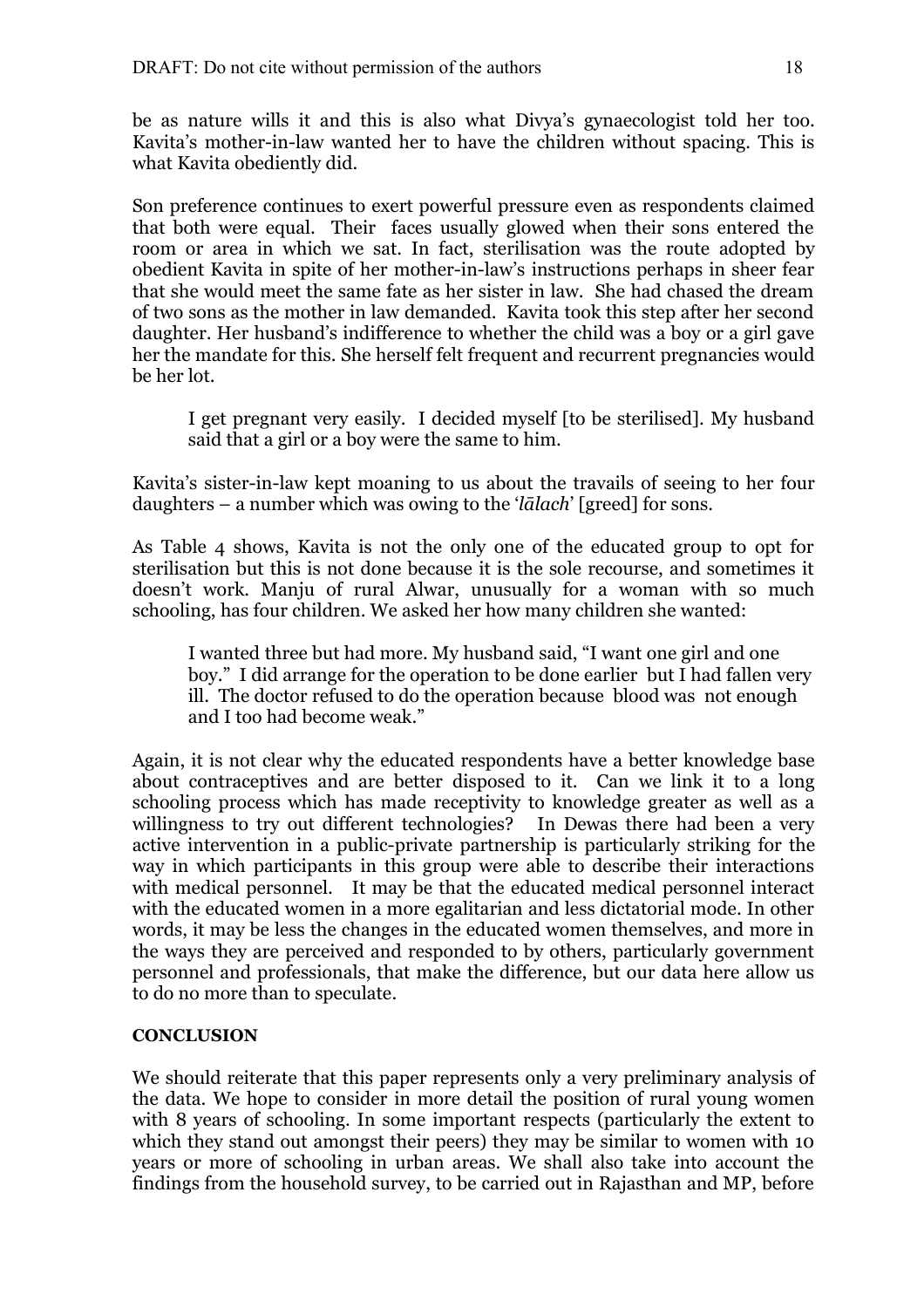be as nature wills it and this is also what Divya's gynaecologist told her too. Kavita's mother-in-law wanted her to have the children without spacing. This is what Kavita obediently did.

Son preference continues to exert powerful pressure even as respondents claimed that both were equal. Their faces usually glowed when their sons entered the room or area in which we sat. In fact, sterilisation was the route adopted by obedient Kavita in spite of her mother-in-law's instructions perhaps in sheer fear that she would meet the same fate as her sister in law. She had chased the dream of two sons as the mother in law demanded. Kavita took this step after her second daughter. Her husband's indifference to whether the child was a boy or a girl gave her the mandate for this. She herself felt frequent and recurrent pregnancies would be her lot.

> I get pregnant very easily. I decided myself [to be sterilised]. My husband said that a girl or a boy were the same to him.

Kavita's sister-in-law kept moaning to us about the travails of seeing to her four daughters – a number which was owing to the '*lālach*' [greed] for sons.

As Table 4 shows, Kavita is not the only one of the educated group to opt for sterilisation but this is not done because it is the sole recourse, and sometimes it doesn't work. Manju of rural Alwar, unusually for a woman with so much schooling, has four children. We asked her how many children she wanted:

> I wanted three but had more. My husband said, "I want one girl and one boy." I did arrange for the operation to be done earlier but I had fallen very ill. The doctor refused to do the operation because blood was not enough and I too had become weak."

Again, it is not clear why the educated respondents have a better knowledge base about contraceptives and are better disposed to it. Can we link it to a long schooling process which has made receptivity to knowledge greater as well as a willingness to try out different technologies? In Dewas there had been a very active intervention in a public-private partnership is particularly striking for the way in which participants in this group were able to describe their interactions with medical personnel. It may be that the educated medical personnel interact with the educated women in a more egalitarian and less dictatorial mode. In other words, it may be less the changes in the educated women themselves, and more in the ways they are perceived and responded to by others, particularly government personnel and professionals, that make the difference, but our data here allow us to do no more than to speculate.

**CONCLUSION**

We should reiterate that this paper represents only a very preliminary analysis of the data. We hope to consider in more detail the position of rural young women with 8 years of schooling. In some important respects (particularly the extent to which they stand out amongst their peers) they may be similar to women with 10 years or more of schooling in urban areas. We shall also take into account the findings from the household survey, to be carried out in Rajasthan and MP, before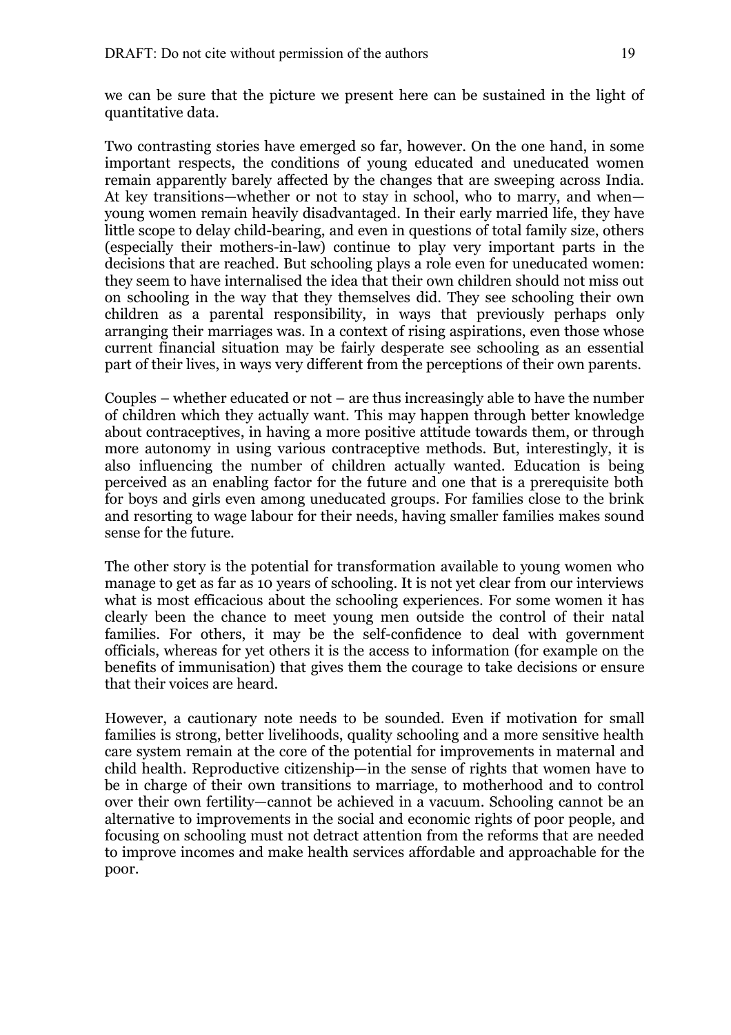we can be sure that the picture we present here can be sustained in the light of quantitative data.

Two contrasting stories have emerged so far, however. On the one hand, in some important respects, the conditions of young educated and uneducated women remain apparently barely affected by the changes that are sweeping across India. At key transitions—whether or not to stay in school, who to marry, and when—young women remain heavily disadvantaged. In their early married life, they have little scope to delay child-bearing, and even in questions of total family size, others (especially their mothers-in-law) continue to play very important parts in the decisions that are reached. But schooling plays a role even for uneducated women: they seem to have internalised the idea that their own children should not miss out on schooling in the way that they themselves did. They see schooling their own children as a parental responsibility, in ways that previously perhaps only arranging their marriages was. In a context of rising aspirations, even those whose current financial situation may be fairly desperate see schooling as an essential part of their lives, in ways very different from the perceptions of their own parents.

Couples – whether educated or not – are thus increasingly able to have the number of children which they actually want. This may happen through better knowledge about contraceptives, in having a more positive attitude towards them, or through more autonomy in using various contraceptive methods. But, interestingly, it is also influencing the number of children actually wanted. Education is being perceived as an enabling factor for the future and one that is a prerequisite both for boys and girls even among uneducated groups. For families close to the brink and resorting to wage labour for their needs, having smaller families makes sound sense for the future.

The other story is the potential for transformation available to young women who manage to get as far as 10 years of schooling. It is not yet clear from our interviews what is most efficacious about the schooling experiences. For some women it has clearly been the chance to meet young men outside the control of their natal families. For others, it may be the self-confidence to deal with government officials, whereas for yet others it is the access to information (for example on the benefits of immunisation) that gives them the courage to take decisions or ensure that their voices are heard.

However, a cautionary note needs to be sounded. Even if motivation for small families is strong, better livelihoods, quality schooling and a more sensitive health care system remain at the core of the potential for improvements in maternal and child health. Reproductive citizenship—in the sense of rights that women have to be in charge of their own transitions to marriage, to motherhood and to control over their own fertility—cannot be achieved in a vacuum. Schooling cannot be an alternative to improvements in the social and economic rights of poor people, and focusing on schooling must not detract attention from the reforms that are needed to improve incomes and make health services affordable and approachable for the poor.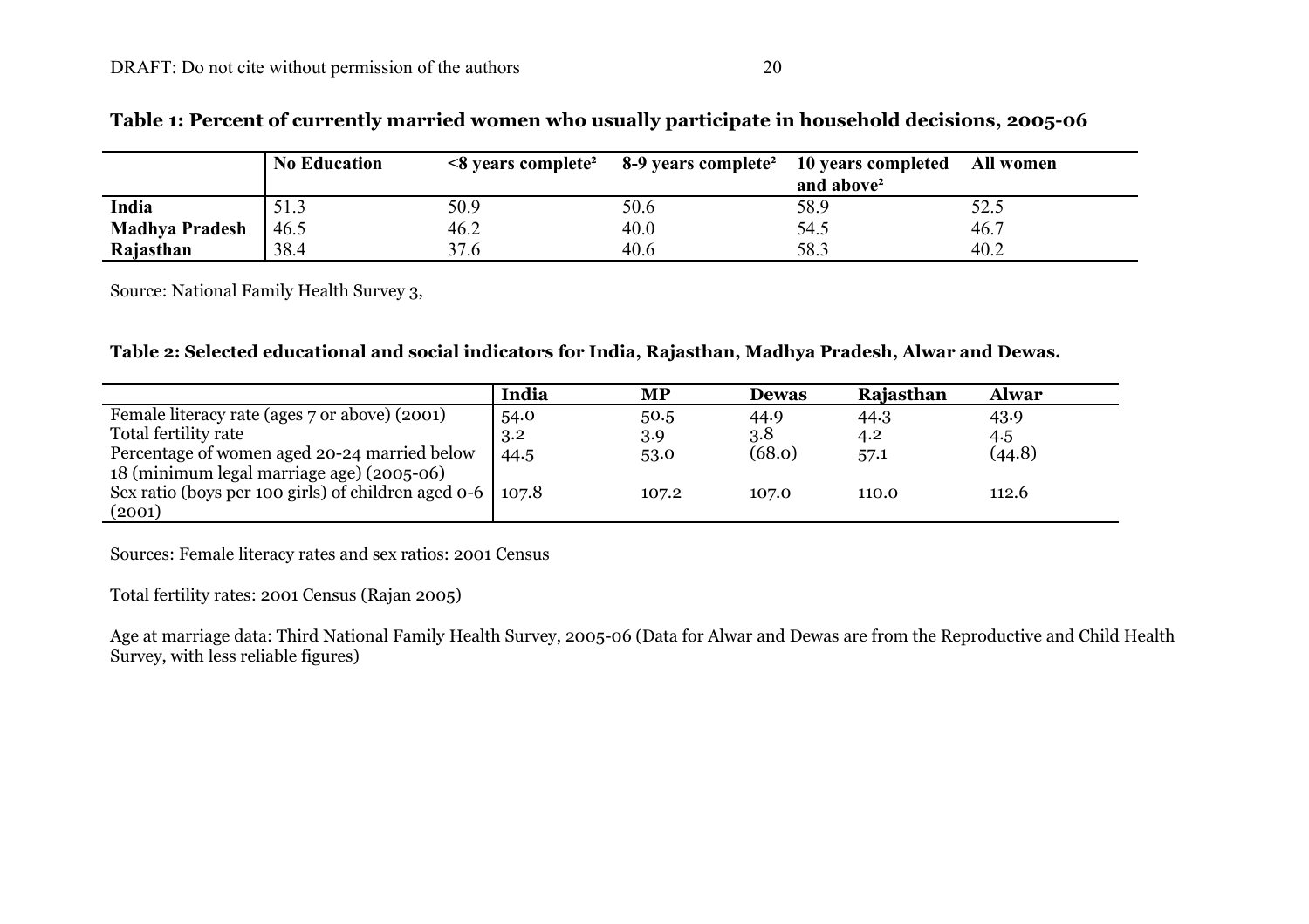**Table 1: Percent of currently married women who usually participate in household decisions, 2005-06**

| | No Education | <8 years complete[2] | 8-9 years complete[2] | 10 years completed and above[2] | All women |
|---|---|---|---|---|---|
| **India** | 51.3 | 50.9 | 50.6 | 58.9 | 52.5 |
| **Madhya Pradesh** | 46.5 | 46.2 | 40.0 | 54.5 | 46.7 |
| **Rajasthan** | 38.4 | 37.6 | 40.6 | 58.3 | 40.2 |

Source: National Family Health Survey 3,

**Table 2: Selected educational and social indicators for India, Rajasthan, Madhya Pradesh, Alwar and Dewas.**

| | India | MP | Dewas | Rajasthan | Alwar |
|---|---|---|---|---|---|
| Female literacy rate (ages 7 or above) (2001) | 54.0 | 50.5 | 44.9 | 44.3 | 43.9 |
| Total fertility rate | 3.2 | 3.9 | 3.8 | 4.2 | 4.5 |
| Percentage of women aged 20-24 married below 18 (minimum legal marriage age) (2005-06) | 44.5 | 53.0 | (68.0) | 57.1 | (44.8) |
| Sex ratio (boys per 100 girls) of children aged 0-6 (2001) | 107.8 | 107.2 | 107.0 | 110.0 | 112.6 |

Sources: Female literacy rates and sex ratios: 2001 Census

Total fertility rates: 2001 Census (Rajan 2005)

Age at marriage data: Third National Family Health Survey, 2005-06 (Data for Alwar and Dewas are from the Reproductive and Child Health Survey, with less reliable figures)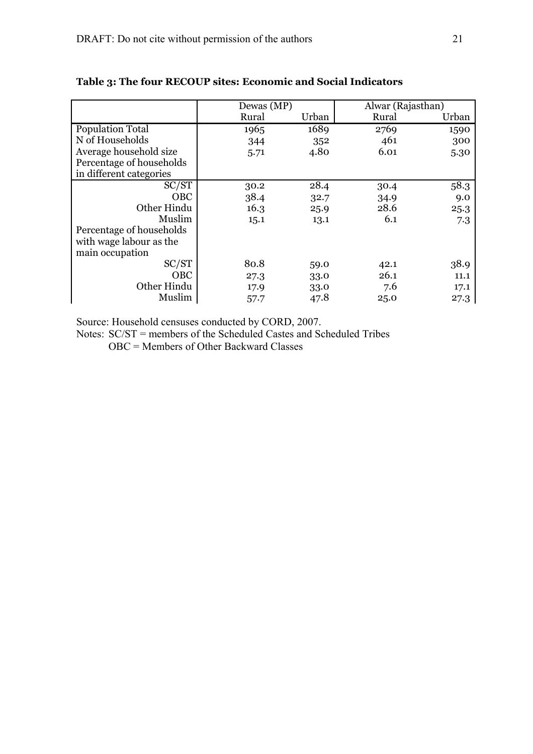**Table 3: The four RECOUP sites: Economic and Social Indicators**

| | Dewas (MP) | | Alwar (Rajasthan) | |
|---|---|---|---|---|
| | Rural | Urban | Rural | Urban |
| Population Total | 1965 | 1689 | 2769 | 1590 |
| N of Households | 344 | 352 | 461 | 300 |
| Average household size | 5.71 | 4.80 | 6.01 | 5.30 |
| Percentage of households in different categories | | | | |
| SC/ST | 30.2 | 28.4 | 30.4 | 58.3 |
| OBC | 38.4 | 32.7 | 34.9 | 9.0 |
| Other Hindu | 16.3 | 25.9 | 28.6 | 25.3 |
| Muslim | 15.1 | 13.1 | 6.1 | 7.3 |
| Percentage of households with wage labour as the main occupation | | | | |
| SC/ST | 80.8 | 59.0 | 42.1 | 38.9 |
| OBC | 27.3 | 33.0 | 26.1 | 11.1 |
| Other Hindu | 17.9 | 33.0 | 7.6 | 17.1 |
| Muslim | 57.7 | 47.8 | 25.0 | 27.3 |

Source: Household censuses conducted by CORD, 2007.

Notes: SC/ST = members of the Scheduled Castes and Scheduled Tribes
OBC = Members of Other Backward Classes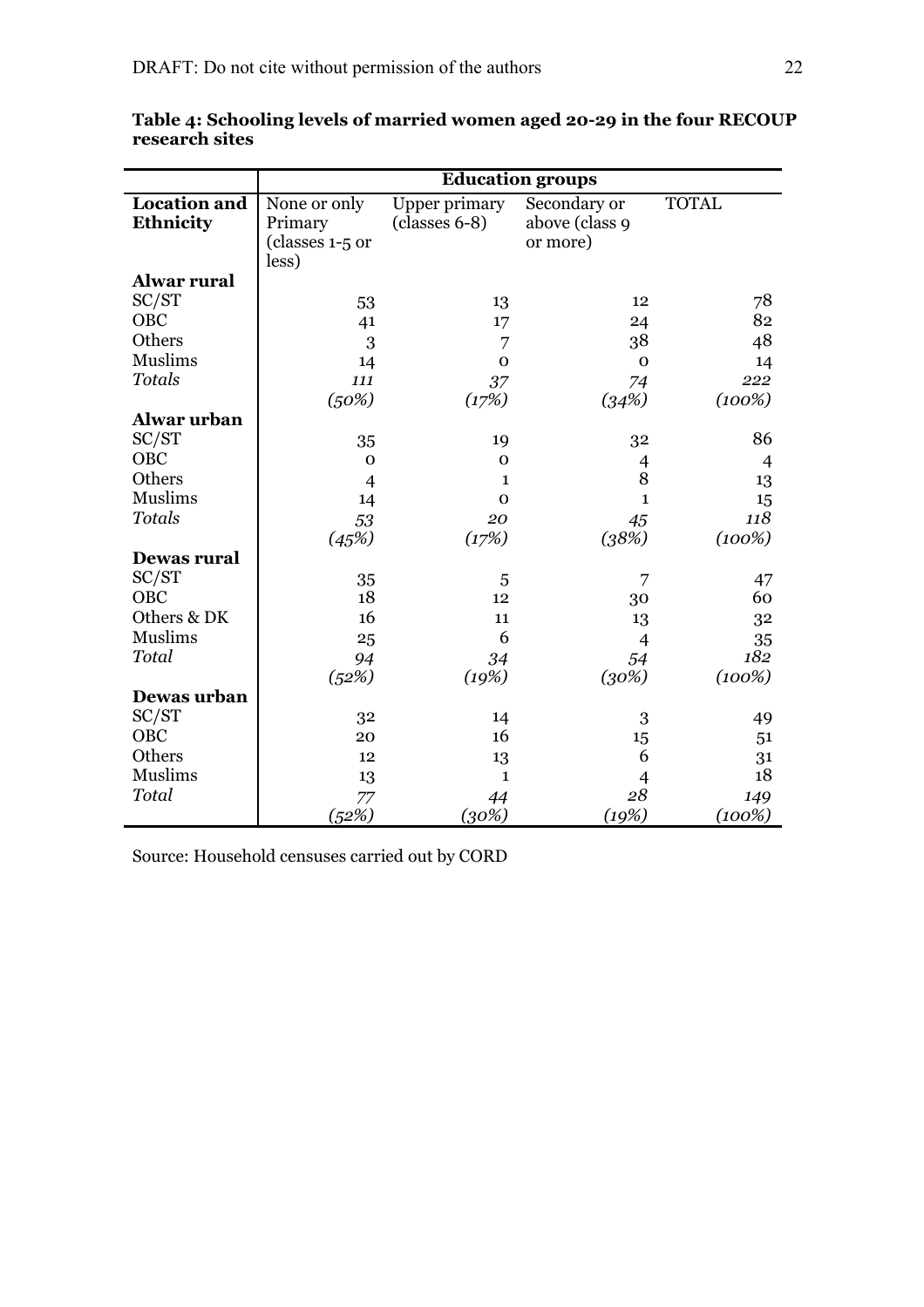**Table 4: Schooling levels of married women aged 20-29 in the four RECOUP research sites**

| | Education groups | | | |
|---|---|---|---|---|
| **Location and Ethnicity** | None or only Primary (classes 1-5 or less) | Upper primary (classes 6-8) | Secondary or above (class 9 or more) | TOTAL |
| **Alwar rural** | | | | |
| SC/ST | 53 | 13 | 12 | 78 |
| OBC | 41 | 17 | 24 | 82 |
| Others | 3 | 7 | 38 | 48 |
| Muslims | 14 | 0 | 0 | 14 |
| *Totals* | *111* *(50%)* | *37* *(17%)* | *74* *(34%)* | *222* *(100%)* |
| **Alwar urban** | | | | |
| SC/ST | 35 | 19 | 32 | 86 |
| OBC | 0 | 0 | 4 | 4 |
| Others | 4 | 1 | 8 | 13 |
| Muslims | 14 | 0 | 1 | 15 |
| *Totals* | *53* *(45%)* | *20* *(17%)* | *45* *(38%)* | *118* *(100%)* |
| **Dewas rural** | | | | |
| SC/ST | 35 | 5 | 7 | 47 |
| OBC | 18 | 12 | 30 | 60 |
| Others & DK | 16 | 11 | 13 | 32 |
| Muslims | 25 | 6 | 4 | 35 |
| *Total* | *94* *(52%)* | *34* *(19%)* | *54* *(30%)* | *182* *(100%)* |
| **Dewas urban** | | | | |
| SC/ST | 32 | 14 | 3 | 49 |
| OBC | 20 | 16 | 15 | 51 |
| Others | 12 | 13 | 6 | 31 |
| Muslims | 13 | 1 | 4 | 18 |
| *Total* | *77* *(52%)* | *44* *(30%)* | *28* *(19%)* | *149* *(100%)* |

Source: Household censuses carried out by CORD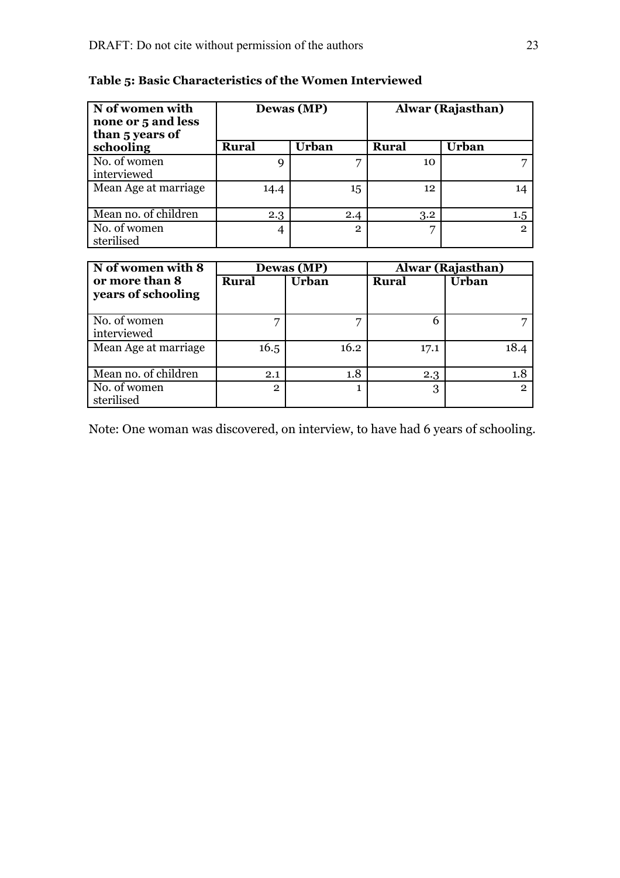**Table 5: Basic Characteristics of the Women Interviewed**

| N of women with none or 5 and less than 5 years of schooling | Dewas (MP) | | Alwar (Rajasthan) | |
|---|---|---|---|---|
| | Rural | Urban | Rural | Urban |
| No. of women interviewed | 9 | 7 | 10 | 7 |
| Mean Age at marriage | 14.4 | 15 | 12 | 14 |
| Mean no. of children | 2.3 | 2.4 | 3.2 | 1.5 |
| No. of women sterilised | 4 | 2 | 7 | 2 |

| N of women with 8 or more than 8 years of schooling | Dewas (MP) | | Alwar (Rajasthan) | |
|---|---|---|---|---|
| | Rural | Urban | Rural | Urban |
| No. of women interviewed | 7 | 7 | 6 | 7 |
| Mean Age at marriage | 16.5 | 16.2 | 17.1 | 18.4 |
| Mean no. of children | 2.1 | 1.8 | 2.3 | 1.8 |
| No. of women sterilised | 2 | 1 | 3 | 2 |

Note: One woman was discovered, on interview, to have had 6 years of schooling.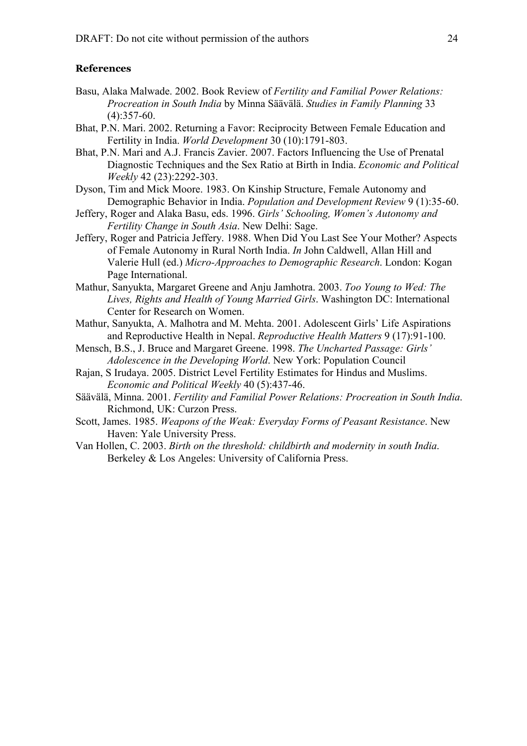## References

Basu, Alaka Malwade. 2002. Book Review of *Fertility and Familial Power Relations: Procreation in South India* by Minna Säävälä. *Studies in Family Planning* 33 (4):357-60.

Bhat, P.N. Mari. 2002. Returning a Favor: Reciprocity Between Female Education and Fertility in India. *World Development* 30 (10):1791-803.

Bhat, P.N. Mari and A.J. Francis Zavier. 2007. Factors Influencing the Use of Prenatal Diagnostic Techniques and the Sex Ratio at Birth in India. *Economic and Political Weekly* 42 (23):2292-303.

Dyson, Tim and Mick Moore. 1983. On Kinship Structure, Female Autonomy and Demographic Behavior in India. *Population and Development Review* 9 (1):35-60.

Jeffery, Roger and Alaka Basu, eds. 1996. *Girls' Schooling, Women's Autonomy and Fertility Change in South Asia*. New Delhi: Sage.

Jeffery, Roger and Patricia Jeffery. 1988. When Did You Last See Your Mother? Aspects of Female Autonomy in Rural North India. *In* John Caldwell, Allan Hill and Valerie Hull (ed.) *Micro-Approaches to Demographic Research*. London: Kogan Page International.

Mathur, Sanyukta, Margaret Greene and Anju Jamhotra. 2003. *Too Young to Wed: The Lives, Rights and Health of Young Married Girls*. Washington DC: International Center for Research on Women.

Mathur, Sanyukta, A. Malhotra and M. Mehta. 2001. Adolescent Girls' Life Aspirations and Reproductive Health in Nepal. *Reproductive Health Matters* 9 (17):91-100.

Mensch, B.S., J. Bruce and Margaret Greene. 1998. *The Uncharted Passage: Girls' Adolescence in the Developing World*. New York: Population Council

Rajan, S Irudaya. 2005. District Level Fertility Estimates for Hindus and Muslims. *Economic and Political Weekly* 40 (5):437-46.

Säävälä, Minna. 2001. *Fertility and Familial Power Relations: Procreation in South India*. Richmond, UK: Curzon Press.

Scott, James. 1985. *Weapons of the Weak: Everyday Forms of Peasant Resistance*. New Haven: Yale University Press.

Van Hollen, C. 2003. *Birth on the threshold: childbirth and modernity in south India*. Berkeley & Los Angeles: University of California Press.